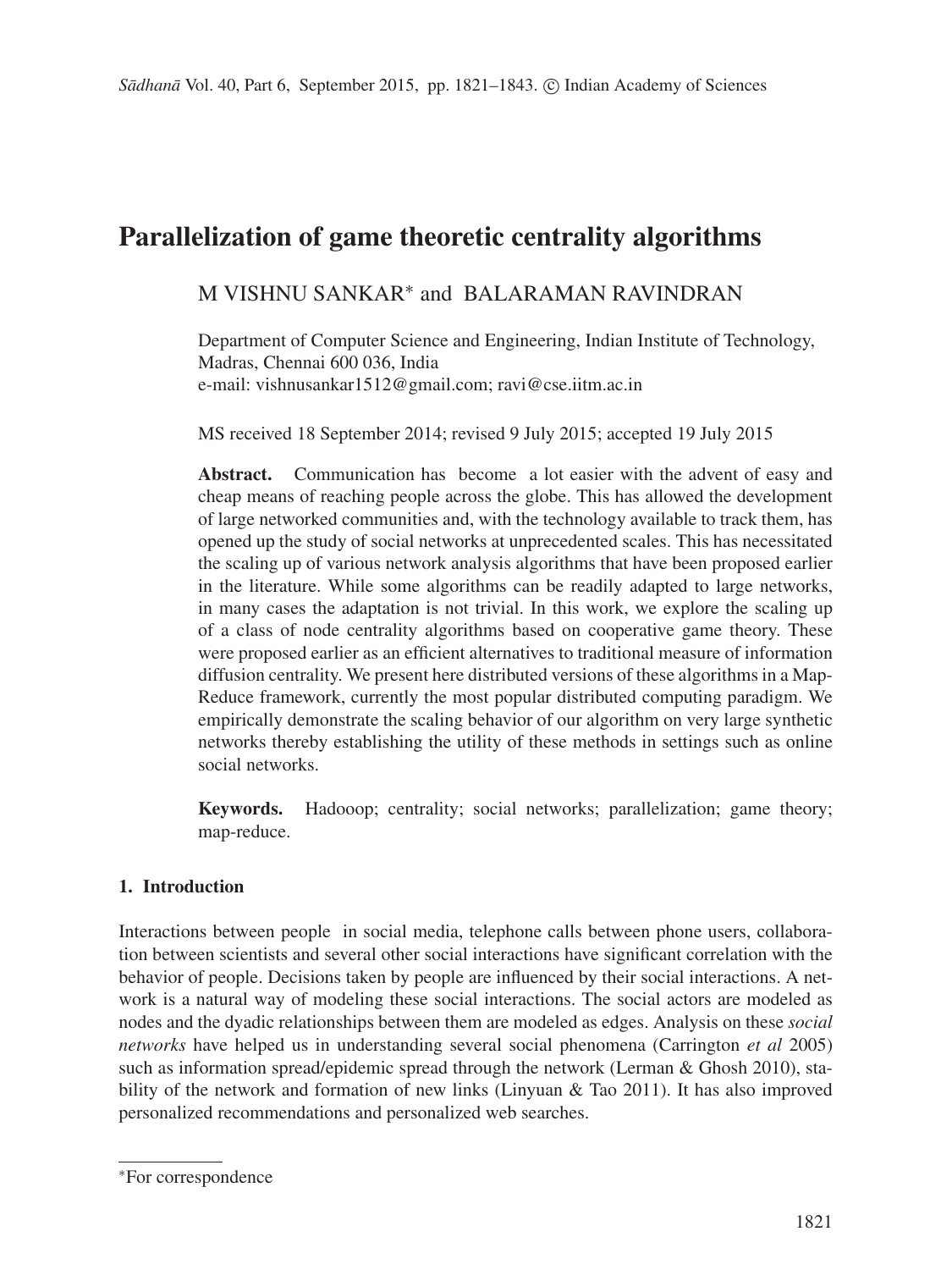# Parallelization of game theoretic centrality algorithms

M VISHNU SANKAR* and BALARAMAN RAVINDRAN

Department of Computer Science and Engineering, Indian Institute of Technology, Madras, Chennai 600 036, India
e-mail: vishnusankar1512@gmail.com; ravi@cse.iitm.ac.in

MS received 18 September 2014; revised 9 July 2015; accepted 19 July 2015

**Abstract.** Communication has become a lot easier with the advent of easy and cheap means of reaching people across the globe. This has allowed the development of large networked communities and, with the technology available to track them, has opened up the study of social networks at unprecedented scales. This has necessitated the scaling up of various network analysis algorithms that have been proposed earlier in the literature. While some algorithms can be readily adapted to large networks, in many cases the adaptation is not trivial. In this work, we explore the scaling up of a class of node centrality algorithms based on cooperative game theory. These were proposed earlier as an efficient alternatives to traditional measure of information diffusion centrality. We present here distributed versions of these algorithms in a Map-Reduce framework, currently the most popular distributed computing paradigm. We empirically demonstrate the scaling behavior of our algorithm on very large synthetic networks thereby establishing the utility of these methods in settings such as online social networks.

**Keywords.** Hadooop; centrality; social networks; parallelization; game theory; map-reduce.

## 1. Introduction

Interactions between people in social media, telephone calls between phone users, collaboration between scientists and several other social interactions have significant correlation with the behavior of people. Decisions taken by people are influenced by their social interactions. A network is a natural way of modeling these social interactions. The social actors are modeled as nodes and the dyadic relationships between them are modeled as edges. Analysis on these *social networks* have helped us in understanding several social phenomena (Carrington *et al* 2005) such as information spread/epidemic spread through the network (Lerman & Ghosh 2010), stability of the network and formation of new links (Linyuan & Tao 2011). It has also improved personalized recommendations and personalized web searches.

*For correspondence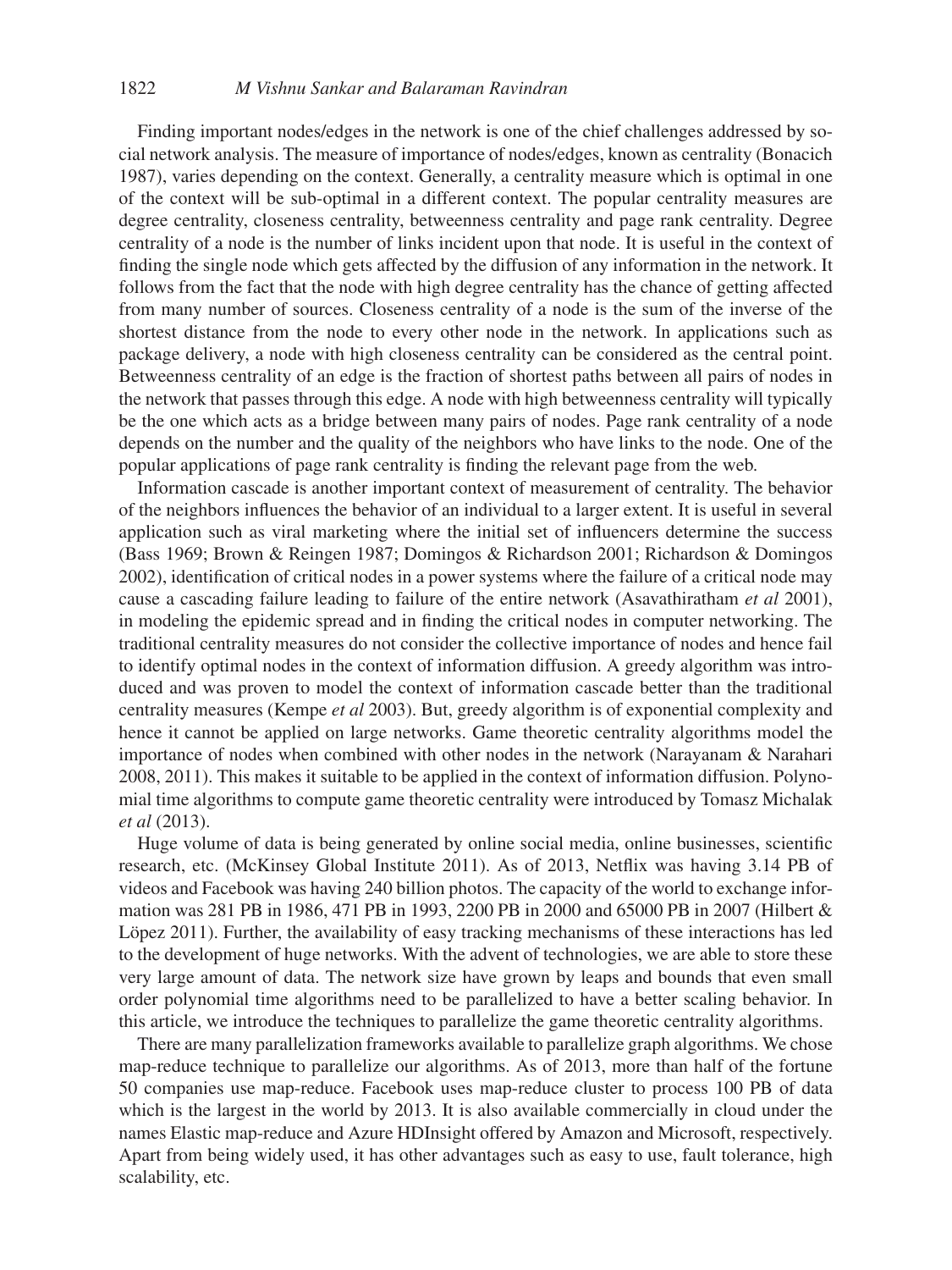Finding important nodes/edges in the network is one of the chief challenges addressed by social network analysis. The measure of importance of nodes/edges, known as centrality (Bonacich 1987), varies depending on the context. Generally, a centrality measure which is optimal in one of the context will be sub-optimal in a different context. The popular centrality measures are degree centrality, closeness centrality, betweenness centrality and page rank centrality. Degree centrality of a node is the number of links incident upon that node. It is useful in the context of finding the single node which gets affected by the diffusion of any information in the network. It follows from the fact that the node with high degree centrality has the chance of getting affected from many number of sources. Closeness centrality of a node is the sum of the inverse of the shortest distance from the node to every other node in the network. In applications such as package delivery, a node with high closeness centrality can be considered as the central point. Betweenness centrality of an edge is the fraction of shortest paths between all pairs of nodes in the network that passes through this edge. A node with high betweenness centrality will typically be the one which acts as a bridge between many pairs of nodes. Page rank centrality of a node depends on the number and the quality of the neighbors who have links to the node. One of the popular applications of page rank centrality is finding the relevant page from the web.

Information cascade is another important context of measurement of centrality. The behavior of the neighbors influences the behavior of an individual to a larger extent. It is useful in several application such as viral marketing where the initial set of influencers determine the success (Bass 1969; Brown & Reingen 1987; Domingos & Richardson 2001; Richardson & Domingos 2002), identification of critical nodes in a power systems where the failure of a critical node may cause a cascading failure leading to failure of the entire network (Asavathiratham *et al* 2001), in modeling the epidemic spread and in finding the critical nodes in computer networking. The traditional centrality measures do not consider the collective importance of nodes and hence fail to identify optimal nodes in the context of information diffusion. A greedy algorithm was introduced and was proven to model the context of information cascade better than the traditional centrality measures (Kempe *et al* 2003). But, greedy algorithm is of exponential complexity and hence it cannot be applied on large networks. Game theoretic centrality algorithms model the importance of nodes when combined with other nodes in the network (Narayanam & Narahari 2008, 2011). This makes it suitable to be applied in the context of information diffusion. Polynomial time algorithms to compute game theoretic centrality were introduced by Tomasz Michalak *et al* (2013).

Huge volume of data is being generated by online social media, online businesses, scientific research, etc. (McKinsey Global Institute 2011). As of 2013, Netflix was having 3.14 PB of videos and Facebook was having 240 billion photos. The capacity of the world to exchange information was 281 PB in 1986, 471 PB in 1993, 2200 PB in 2000 and 65000 PB in 2007 (Hilbert & Löpez 2011). Further, the availability of easy tracking mechanisms of these interactions has led to the development of huge networks. With the advent of technologies, we are able to store these very large amount of data. The network size have grown by leaps and bounds that even small order polynomial time algorithms need to be parallelized to have a better scaling behavior. In this article, we introduce the techniques to parallelize the game theoretic centrality algorithms.

There are many parallelization frameworks available to parallelize graph algorithms. We chose map-reduce technique to parallelize our algorithms. As of 2013, more than half of the fortune 50 companies use map-reduce. Facebook uses map-reduce cluster to process 100 PB of data which is the largest in the world by 2013. It is also available commercially in cloud under the names Elastic map-reduce and Azure HDInsight offered by Amazon and Microsoft, respectively. Apart from being widely used, it has other advantages such as easy to use, fault tolerance, high scalability, etc.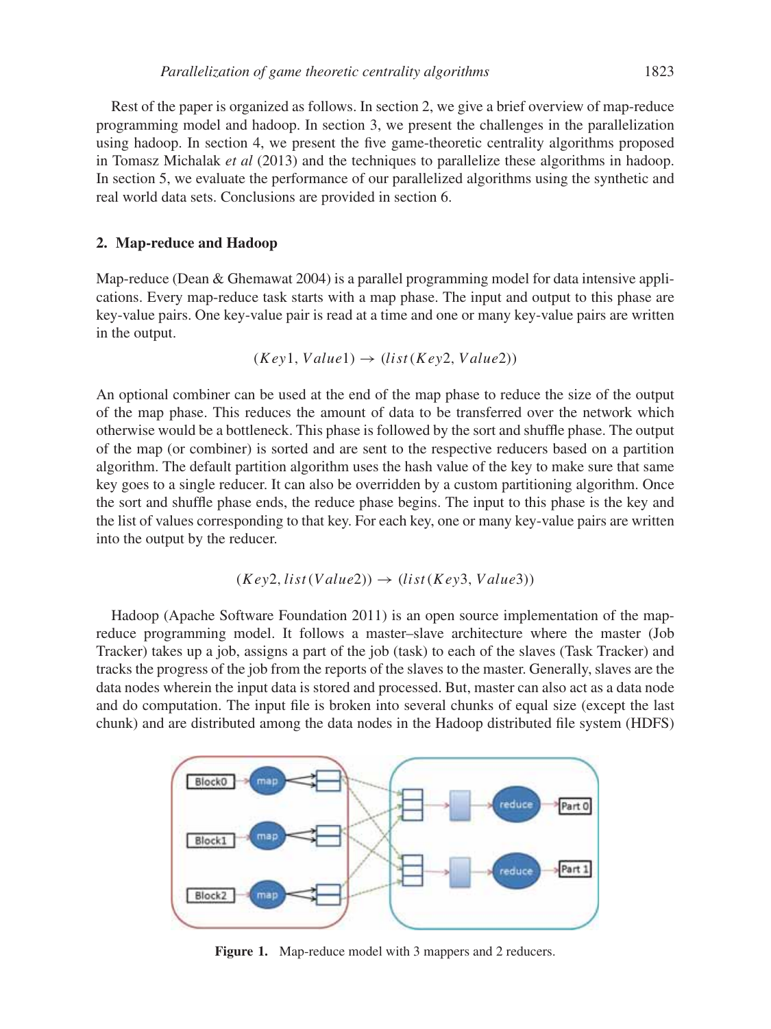Rest of the paper is organized as follows. In section 2, we give a brief overview of map-reduce programming model and hadoop. In section 3, we present the challenges in the parallelization using hadoop. In section 4, we present the five game-theoretic centrality algorithms proposed in Tomasz Michalak *et al* (2013) and the techniques to parallelize these algorithms in hadoop. In section 5, we evaluate the performance of our parallelized algorithms using the synthetic and real world data sets. Conclusions are provided in section 6.

## 2. Map-reduce and Hadoop

Map-reduce (Dean & Ghemawat 2004) is a parallel programming model for data intensive applications. Every map-reduce task starts with a map phase. The input and output to this phase are key-value pairs. One key-value pair is read at a time and one or many key-value pairs are written in the output.

$$(Key1, Value1) \rightarrow (list(Key2, Value2))$$

An optional combiner can be used at the end of the map phase to reduce the size of the output of the map phase. This reduces the amount of data to be transferred over the network which otherwise would be a bottleneck. This phase is followed by the sort and shuffle phase. The output of the map (or combiner) is sorted and are sent to the respective reducers based on a partition algorithm. The default partition algorithm uses the hash value of the key to make sure that same key goes to a single reducer. It can also be overridden by a custom partitioning algorithm. Once the sort and shuffle phase ends, the reduce phase begins. The input to this phase is the key and the list of values corresponding to that key. For each key, one or many key-value pairs are written into the output by the reducer.

$$(Key2, list(Value2)) \rightarrow (list(Key3, Value3))$$

Hadoop (Apache Software Foundation 2011) is an open source implementation of the map-reduce programming model. It follows a master–slave architecture where the master (Job Tracker) takes up a job, assigns a part of the job (task) to each of the slaves (Task Tracker) and tracks the progress of the job from the reports of the slaves to the master. Generally, slaves are the data nodes wherein the input data is stored and processed. But, master can also act as a data node and do computation. The input file is broken into several chunks of equal size (except the last chunk) and are distributed among the data nodes in the Hadoop distributed file system (HDFS)

**Figure 1.** Map-reduce model with 3 mappers and 2 reducers.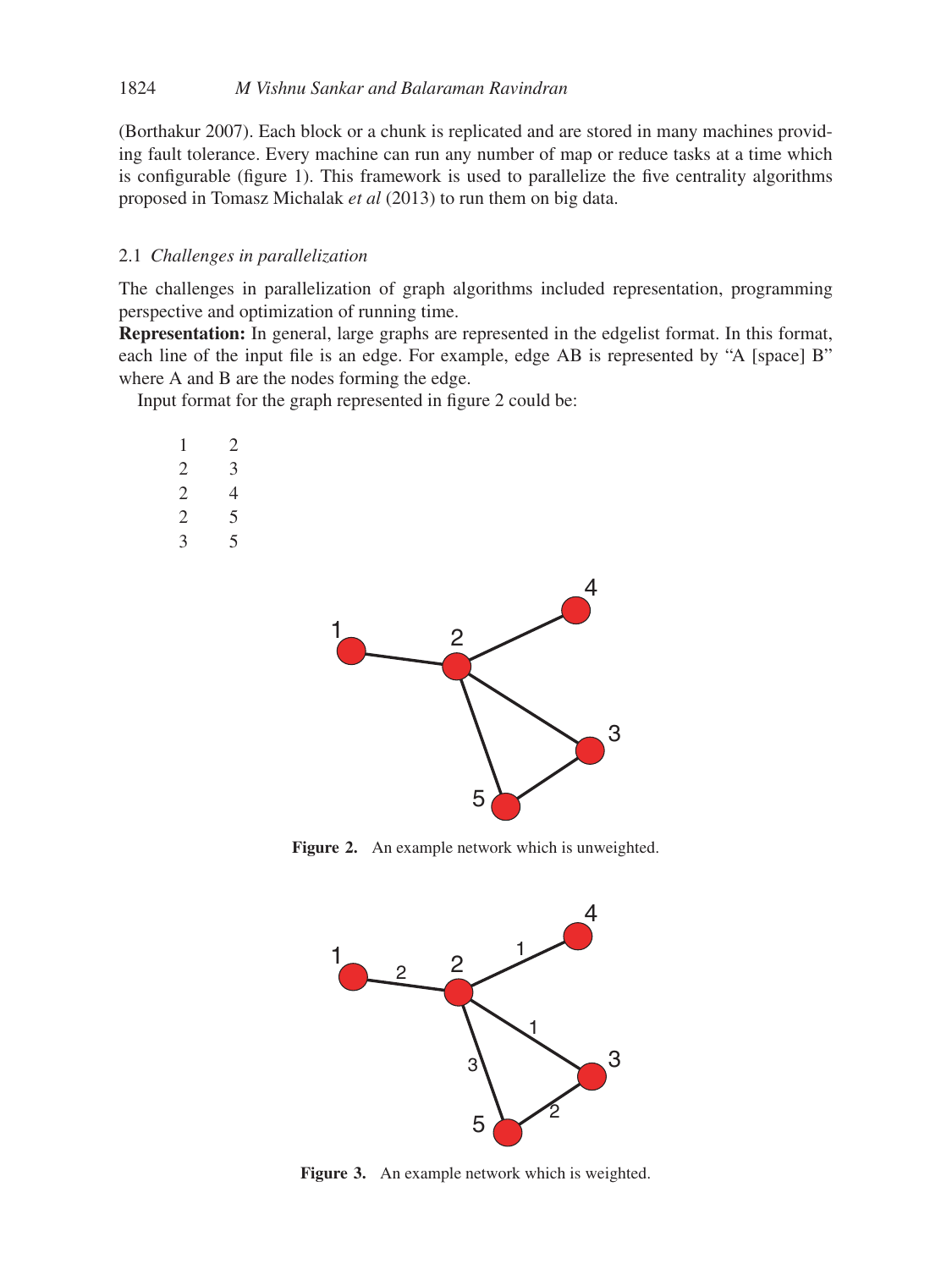(Borthakur 2007). Each block or a chunk is replicated and are stored in many machines providing fault tolerance. Every machine can run any number of map or reduce tasks at a time which is configurable (figure 1). This framework is used to parallelize the five centrality algorithms proposed in Tomasz Michalak *et al* (2013) to run them on big data.

### 2.1 *Challenges in parallelization*

The challenges in parallelization of graph algorithms included representation, programming perspective and optimization of running time.

**Representation:** In general, large graphs are represented in the edgelist format. In this format, each line of the input file is an edge. For example, edge AB is represented by "A [space] B" where A and B are the nodes forming the edge.

Input format for the graph represented in figure 2 could be:

```
1    2
2    3
2    4
2    5
3    5
```

**Figure 2.** An example network which is unweighted.

**Figure 3.** An example network which is weighted.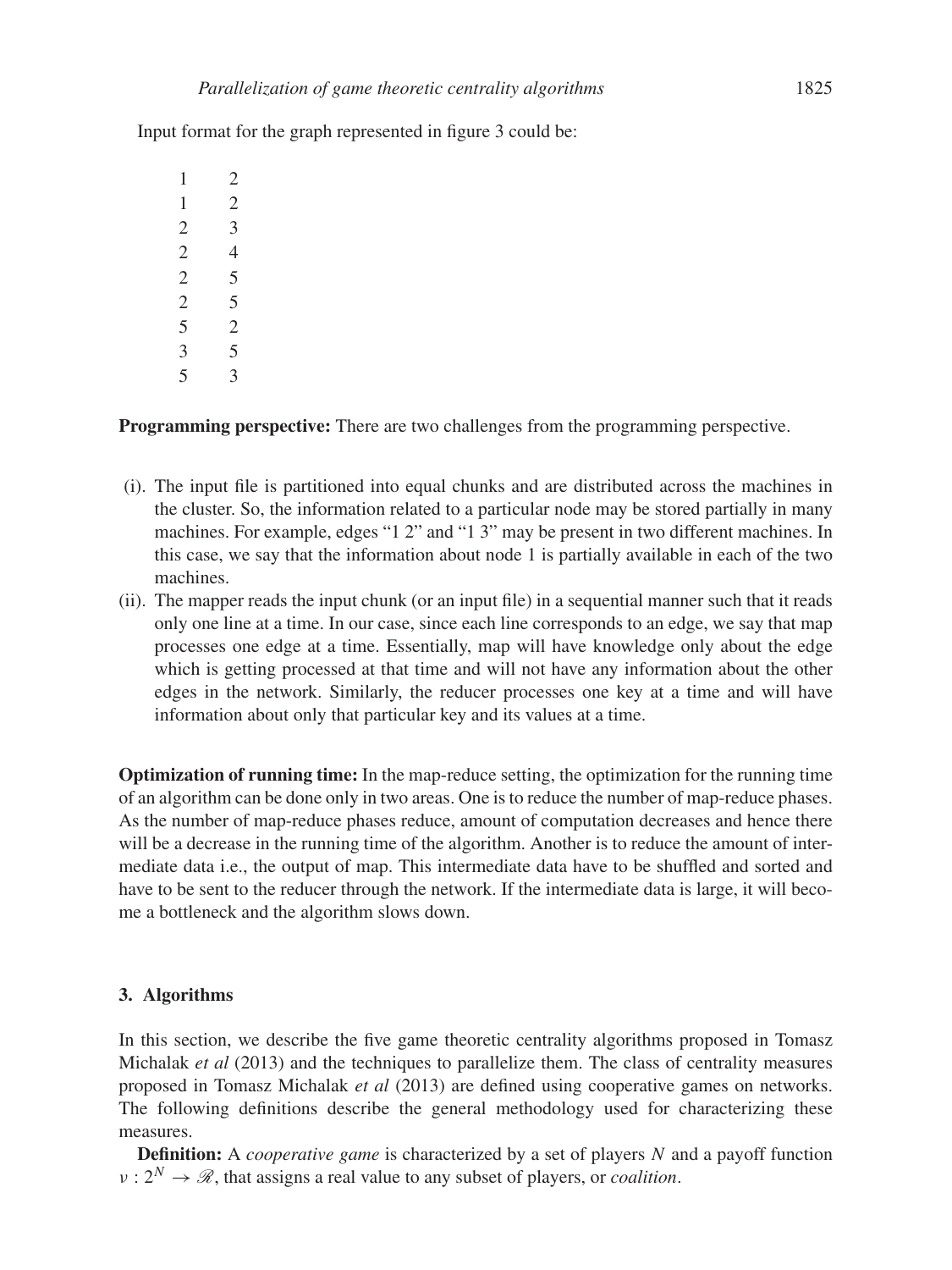Input format for the graph represented in figure 3 could be:

```
1    2
1    2
2    3
2    4
2    5
2    5
5    2
3    5
5    3
```

**Programming perspective:** There are two challenges from the programming perspective.

(i). The input file is partitioned into equal chunks and are distributed across the machines in the cluster. So, the information related to a particular node may be stored partially in many machines. For example, edges "1 2" and "1 3" may be present in two different machines. In this case, we say that the information about node 1 is partially available in each of the two machines.

(ii). The mapper reads the input chunk (or an input file) in a sequential manner such that it reads only one line at a time. In our case, since each line corresponds to an edge, we say that map processes one edge at a time. Essentially, map will have knowledge only about the edge which is getting processed at that time and will not have any information about the other edges in the network. Similarly, the reducer processes one key at a time and will have information about only that particular key and its values at a time.

**Optimization of running time:** In the map-reduce setting, the optimization for the running time of an algorithm can be done only in two areas. One is to reduce the number of map-reduce phases. As the number of map-reduce phases reduce, amount of computation decreases and hence there will be a decrease in the running time of the algorithm. Another is to reduce the amount of intermediate data i.e., the output of map. This intermediate data have to be shuffled and sorted and have to be sent to the reducer through the network. If the intermediate data is large, it will become a bottleneck and the algorithm slows down.

## 3. Algorithms

In this section, we describe the five game theoretic centrality algorithms proposed in Tomasz Michalak *et al* (2013) and the techniques to parallelize them. The class of centrality measures proposed in Tomasz Michalak *et al* (2013) are defined using cooperative games on networks. The following definitions describe the general methodology used for characterizing these measures.

**Definition:** A *cooperative game* is characterized by a set of players $N$ and a payoff function $\nu : 2^N \rightarrow \mathscr{R}$, that assigns a real value to any subset of players, or *coalition*.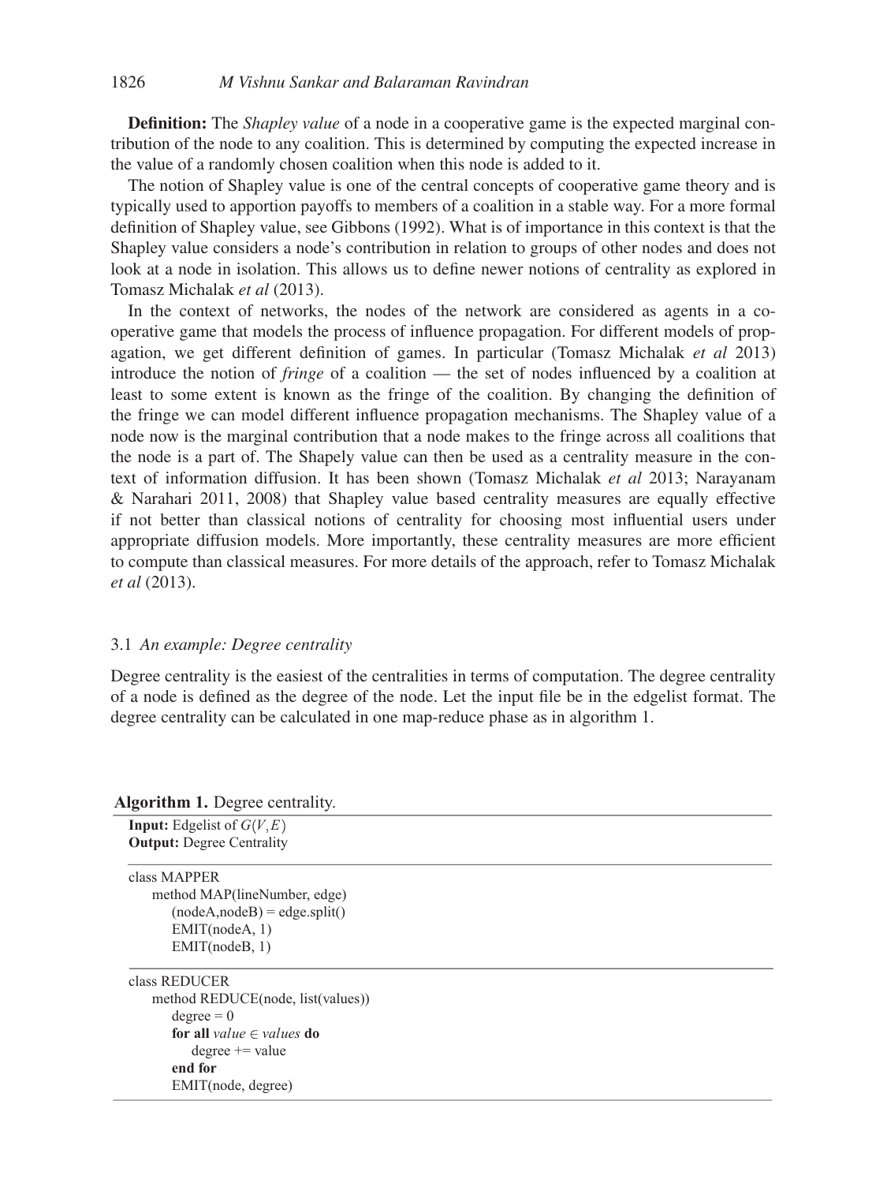**Definition:** The *Shapley value* of a node in a cooperative game is the expected marginal contribution of the node to any coalition. This is determined by computing the expected increase in the value of a randomly chosen coalition when this node is added to it.

The notion of Shapley value is one of the central concepts of cooperative game theory and is typically used to apportion payoffs to members of a coalition in a stable way. For a more formal definition of Shapley value, see Gibbons (1992). What is of importance in this context is that the Shapley value considers a node's contribution in relation to groups of other nodes and does not look at a node in isolation. This allows us to define newer notions of centrality as explored in Tomasz Michalak *et al* (2013).

In the context of networks, the nodes of the network are considered as agents in a cooperative game that models the process of influence propagation. For different models of propagation, we get different definition of games. In particular (Tomasz Michalak *et al* 2013) introduce the notion of *fringe* of a coalition — the set of nodes influenced by a coalition at least to some extent is known as the fringe of the coalition. By changing the definition of the fringe we can model different influence propagation mechanisms. The Shapley value of a node now is the marginal contribution that a node makes to the fringe across all coalitions that the node is a part of. The Shapely value can then be used as a centrality measure in the context of information diffusion. It has been shown (Tomasz Michalak *et al* 2013; Narayanam & Narahari 2011, 2008) that Shapley value based centrality measures are equally effective if not better than classical notions of centrality for choosing most influential users under appropriate diffusion models. More importantly, these centrality measures are more efficient to compute than classical measures. For more details of the approach, refer to Tomasz Michalak *et al* (2013).

### 3.1 *An example: Degree centrality*

Degree centrality is the easiest of the centralities in terms of computation. The degree centrality of a node is defined as the degree of the node. Let the input file be in the edgelist format. The degree centrality can be calculated in one map-reduce phase as in algorithm 1.

**Algorithm 1.** Degree centrality.

**Input:** Edgelist of $G(V, E)$
**Output:** Degree Centrality

```
class MAPPER
    method MAP(lineNumber, edge)
        (nodeA,nodeB) = edge.split()
        EMIT(nodeA, 1)
        EMIT(nodeB, 1)

class REDUCER
    method REDUCE(node, list(values))
        degree = 0
        for all value ∈ values do
            degree += value
        end for
        EMIT(node, degree)
```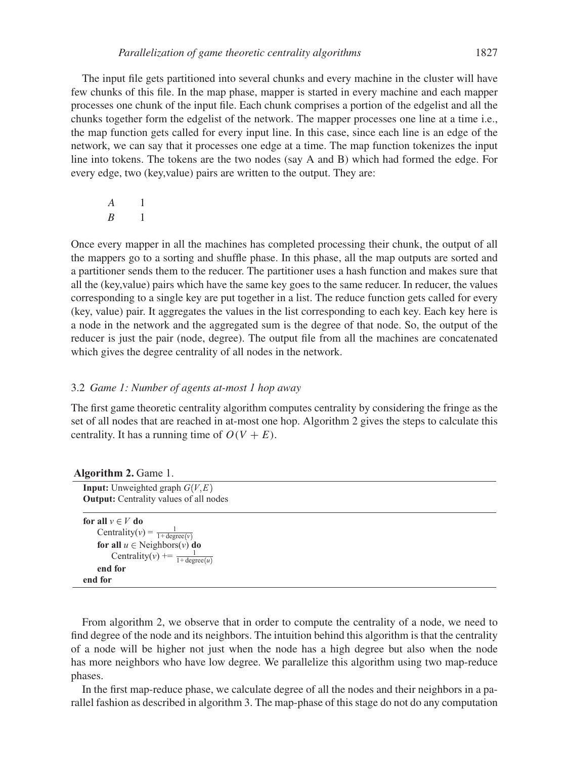The input file gets partitioned into several chunks and every machine in the cluster will have few chunks of this file. In the map phase, mapper is started in every machine and each mapper processes one chunk of the input file. Each chunk comprises a portion of the edgelist and all the chunks together form the edgelist of the network. The mapper processes one line at a time i.e., the map function gets called for every input line. In this case, since each line is an edge of the network, we can say that it processes one edge at a time. The map function tokenizes the input line into tokens. The tokens are the two nodes (say A and B) which had formed the edge. For every edge, two (key,value) pairs are written to the output. They are:

$A \quad 1$
$B \quad 1$

Once every mapper in all the machines has completed processing their chunk, the output of all the mappers go to a sorting and shuffle phase. In this phase, all the map outputs are sorted and a partitioner sends them to the reducer. The partitioner uses a hash function and makes sure that all the (key,value) pairs which have the same key goes to the same reducer. In reducer, the values corresponding to a single key are put together in a list. The reduce function gets called for every (key, value) pair. It aggregates the values in the list corresponding to each key. Each key here is a node in the network and the aggregated sum is the degree of that node. So, the output of the reducer is just the pair (node, degree). The output file from all the machines are concatenated which gives the degree centrality of all nodes in the network.

### 3.2 *Game 1: Number of agents at-most 1 hop away*

The first game theoretic centrality algorithm computes centrality by considering the fringe as the set of all nodes that are reached in at-most one hop. Algorithm 2 gives the steps to calculate this centrality. It has a running time of $O(V + E)$.

**Algorithm 2.** Game 1.

**Input:** Unweighted graph $G(V, E)$
**Output:** Centrality values of all nodes

**for all** $v \in V$ **do**
  Centrality($v$) = $\frac{1}{1+\text{degree}(v)}$
  **for all** $u \in$ Neighbors($v$) **do**
    Centrality($v$) += $\frac{1}{1+\text{degree}(u)}$
  **end for**
**end for**

From algorithm 2, we observe that in order to compute the centrality of a node, we need to find degree of the node and its neighbors. The intuition behind this algorithm is that the centrality of a node will be higher not just when the node has a high degree but also when the node has more neighbors who have low degree. We parallelize this algorithm using two map-reduce phases.

In the first map-reduce phase, we calculate degree of all the nodes and their neighbors in a parallel fashion as described in algorithm 3. The map-phase of this stage do not do any computation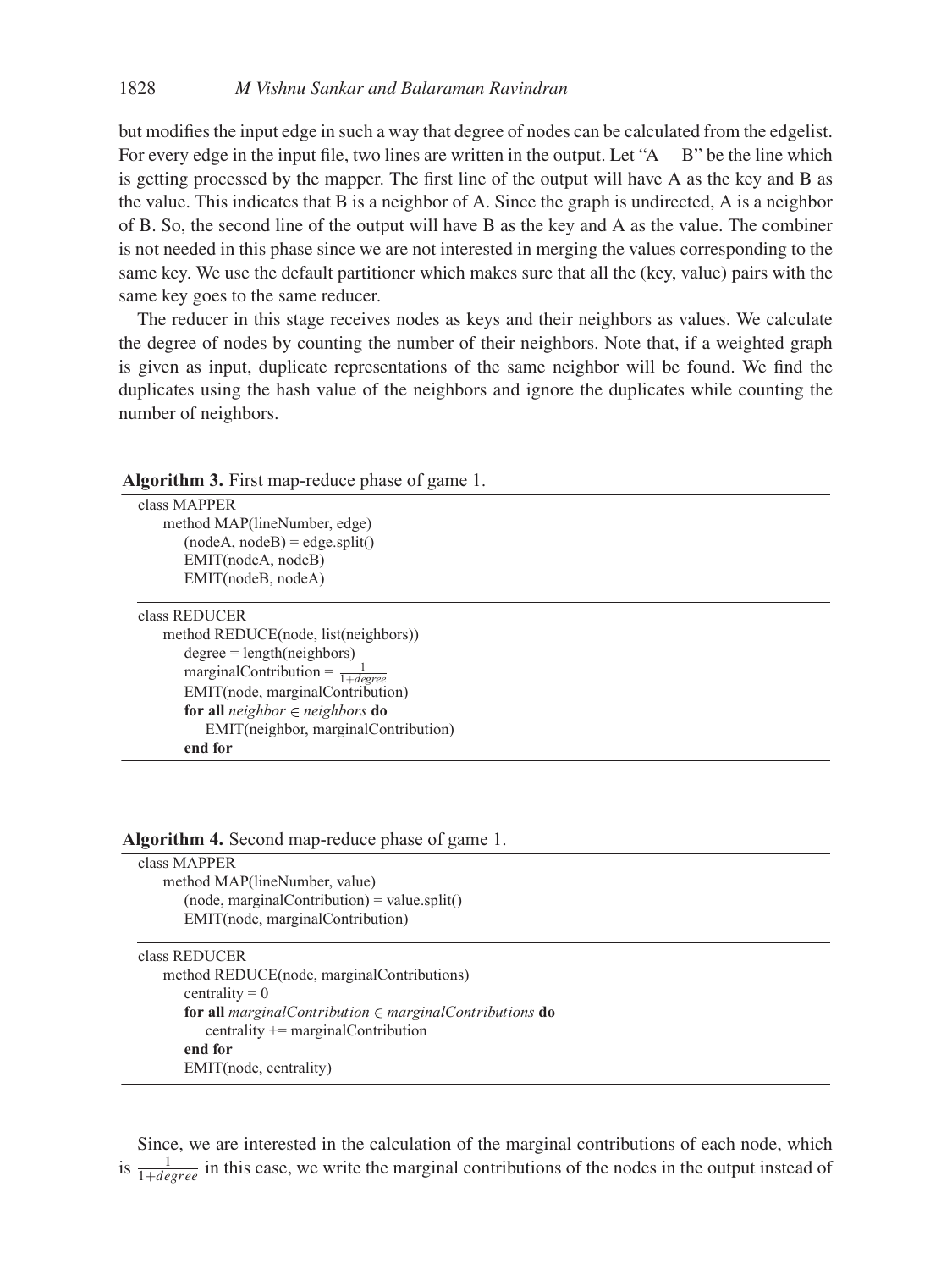but modifies the input edge in such a way that degree of nodes can be calculated from the edgelist. For every edge in the input file, two lines are written in the output. Let "A  B" be the line which is getting processed by the mapper. The first line of the output will have A as the key and B as the value. This indicates that B is a neighbor of A. Since the graph is undirected, A is a neighbor of B. So, the second line of the output will have B as the key and A as the value. The combiner is not needed in this phase since we are not interested in merging the values corresponding to the same key. We use the default partitioner which makes sure that all the (key, value) pairs with the same key goes to the same reducer.

The reducer in this stage receives nodes as keys and their neighbors as values. We calculate the degree of nodes by counting the number of their neighbors. Note that, if a weighted graph is given as input, duplicate representations of the same neighbor will be found. We find the duplicates using the hash value of the neighbors and ignore the duplicates while counting the number of neighbors.

**Algorithm 3.** First map-reduce phase of game 1.

```
class MAPPER
    method MAP(lineNumber, edge)
        (nodeA, nodeB) = edge.split()
        EMIT(nodeA, nodeB)
        EMIT(nodeB, nodeA)

class REDUCER
    method REDUCE(node, list(neighbors))
        degree = length(neighbors)
        marginalContribution = 1/(1+degree)
        EMIT(node, marginalContribution)
        for all neighbor ∈ neighbors do
            EMIT(neighbor, marginalContribution)
        end for
```

**Algorithm 4.** Second map-reduce phase of game 1.

```
class MAPPER
    method MAP(lineNumber, value)
        (node, marginalContribution) = value.split()
        EMIT(node, marginalContribution)

class REDUCER
    method REDUCE(node, marginalContributions)
        centrality = 0
        for all marginalContribution ∈ marginalContributions do
            centrality += marginalContribution
        end for
        EMIT(node, centrality)
```

Since, we are interested in the calculation of the marginal contributions of each node, which is $\frac{1}{1+degree}$ in this case, we write the marginal contributions of the nodes in the output instead of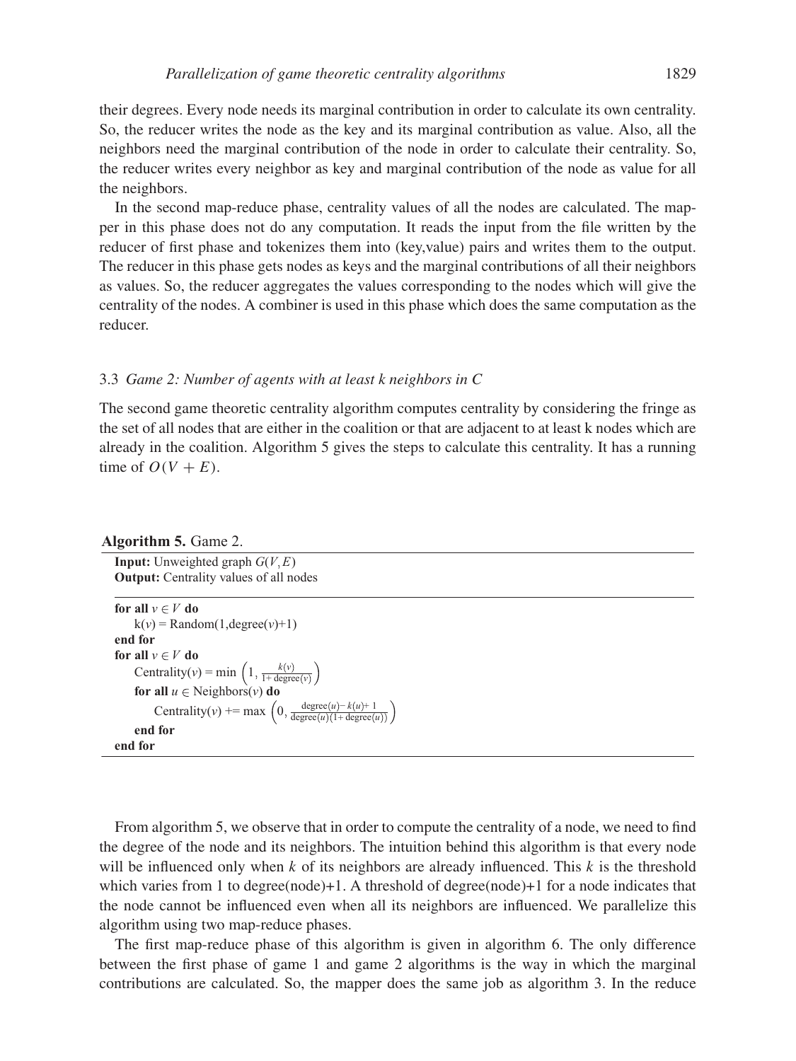their degrees. Every node needs its marginal contribution in order to calculate its own centrality. So, the reducer writes the node as the key and its marginal contribution as value. Also, all the neighbors need the marginal contribution of the node in order to calculate their centrality. So, the reducer writes every neighbor as key and marginal contribution of the node as value for all the neighbors.

In the second map-reduce phase, centrality values of all the nodes are calculated. The mapper in this phase does not do any computation. It reads the input from the file written by the reducer of first phase and tokenizes them into (key,value) pairs and writes them to the output. The reducer in this phase gets nodes as keys and the marginal contributions of all their neighbors as values. So, the reducer aggregates the values corresponding to the nodes which will give the centrality of the nodes. A combiner is used in this phase which does the same computation as the reducer.

### 3.3 *Game 2: Number of agents with at least k neighbors in C*

The second game theoretic centrality algorithm computes centrality by considering the fringe as the set of all nodes that are either in the coalition or that are adjacent to at least k nodes which are already in the coalition. Algorithm 5 gives the steps to calculate this centrality. It has a running time of $O(V + E)$.

**Algorithm 5.** Game 2.

**Input:** Unweighted graph $G(V, E)$
**Output:** Centrality values of all nodes

**for all** $v \in V$ **do**
  $k(v)$ = Random(1,degree($v$)+1)
**end for**
**for all** $v \in V$ **do**
  Centrality($v$) = $\min\left(1, \frac{k(v)}{1+\text{degree}(v)}\right)$
  **for all** $u \in$ Neighbors($v$) **do**
    Centrality($v$) += $\max\left(0, \frac{\text{degree}(u) - k(u) + 1}{\text{degree}(u)(1+\text{degree}(u))}\right)$
  **end for**
**end for**

From algorithm 5, we observe that in order to compute the centrality of a node, we need to find the degree of the node and its neighbors. The intuition behind this algorithm is that every node will be influenced only when $k$ of its neighbors are already influenced. This $k$ is the threshold which varies from 1 to degree(node)+1. A threshold of degree(node)+1 for a node indicates that the node cannot be influenced even when all its neighbors are influenced. We parallelize this algorithm using two map-reduce phases.

The first map-reduce phase of this algorithm is given in algorithm 6. The only difference between the first phase of game 1 and game 2 algorithms is the way in which the marginal contributions are calculated. So, the mapper does the same job as algorithm 3. In the reduce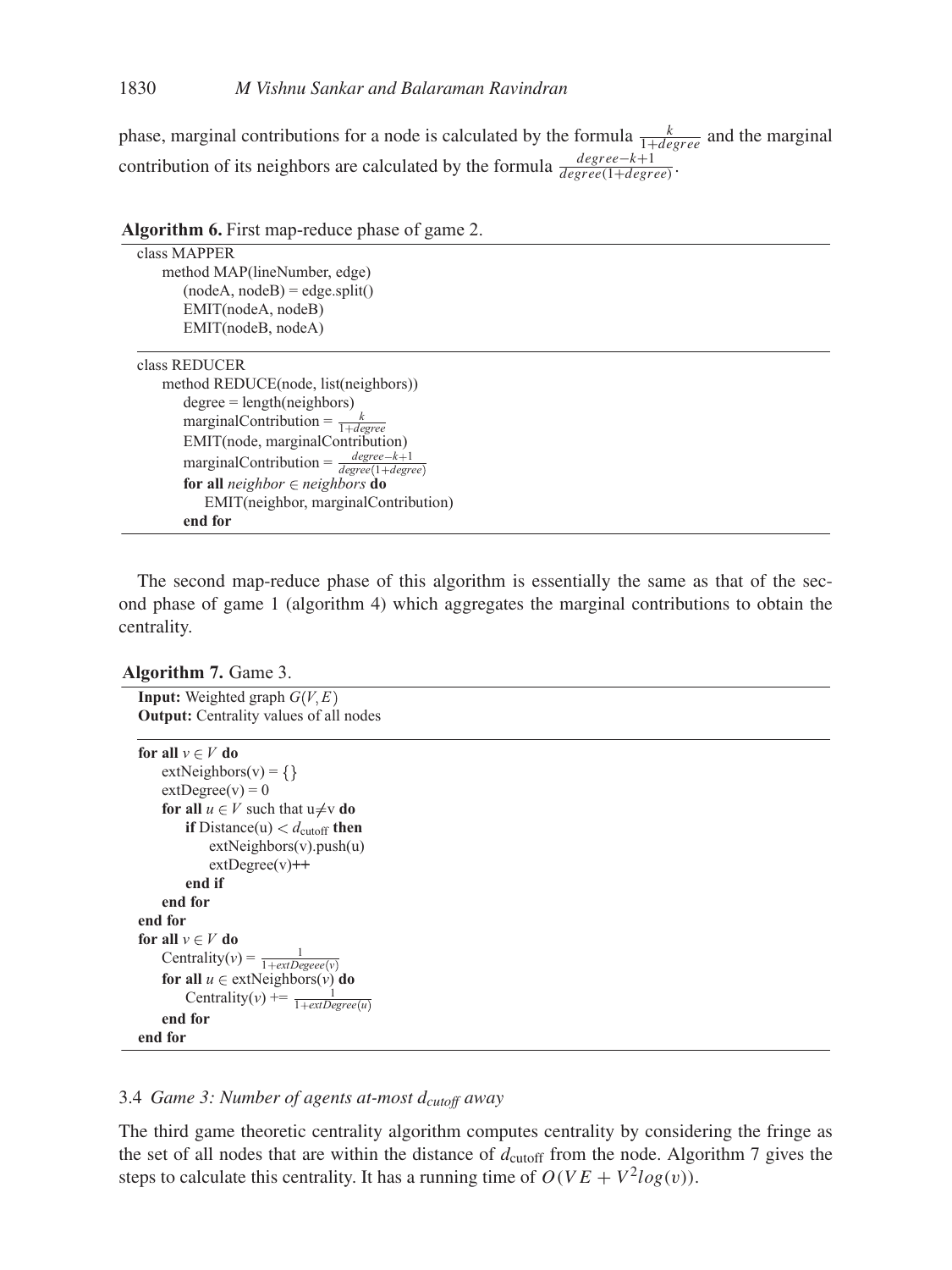phase, marginal contributions for a node is calculated by the formula $\frac{k}{1+degree}$ and the marginal contribution of its neighbors are calculated by the formula $\frac{degree-k+1}{degree(1+degree)}$.

**Algorithm 6.** First map-reduce phase of game 2.

```
class MAPPER
    method MAP(lineNumber, edge)
        (nodeA, nodeB) = edge.split()
        EMIT(nodeA, nodeB)
        EMIT(nodeB, nodeA)

class REDUCER
    method REDUCE(node, list(neighbors))
        degree = length(neighbors)
        marginalContribution = k / (1+degree)
        EMIT(node, marginalContribution)
        marginalContribution = (degree-k+1) / (degree(1+degree))
        for all neighbor ∈ neighbors do
            EMIT(neighbor, marginalContribution)
        end for
```

The second map-reduce phase of this algorithm is essentially the same as that of the second phase of game 1 (algorithm 4) which aggregates the marginal contributions to obtain the centrality.

**Algorithm 7.** Game 3.

**Input:** Weighted graph $G(V,E)$
**Output:** Centrality values of all nodes

```
for all v ∈ V do
    extNeighbors(v) = {}
    extDegree(v) = 0
    for all u ∈ V such that u≠v do
        if Distance(u) < d_cutoff then
            extNeighbors(v).push(u)
            extDegree(v)++
        end if
    end for
end for
for all v ∈ V do
    Centrality(v) = 1 / (1+extDegeee(v))
    for all u ∈ extNeighbors(v) do
        Centrality(v) += 1 / (1+extDegree(u))
    end for
end for
```

### 3.4 *Game 3: Number of agents at-most $d_{cutoff}$ away*

The third game theoretic centrality algorithm computes centrality by considering the fringe as the set of all nodes that are within the distance of $d_{\text{cutoff}}$ from the node. Algorithm 7 gives the steps to calculate this centrality. It has a running time of $O(VE + V^2log(v))$.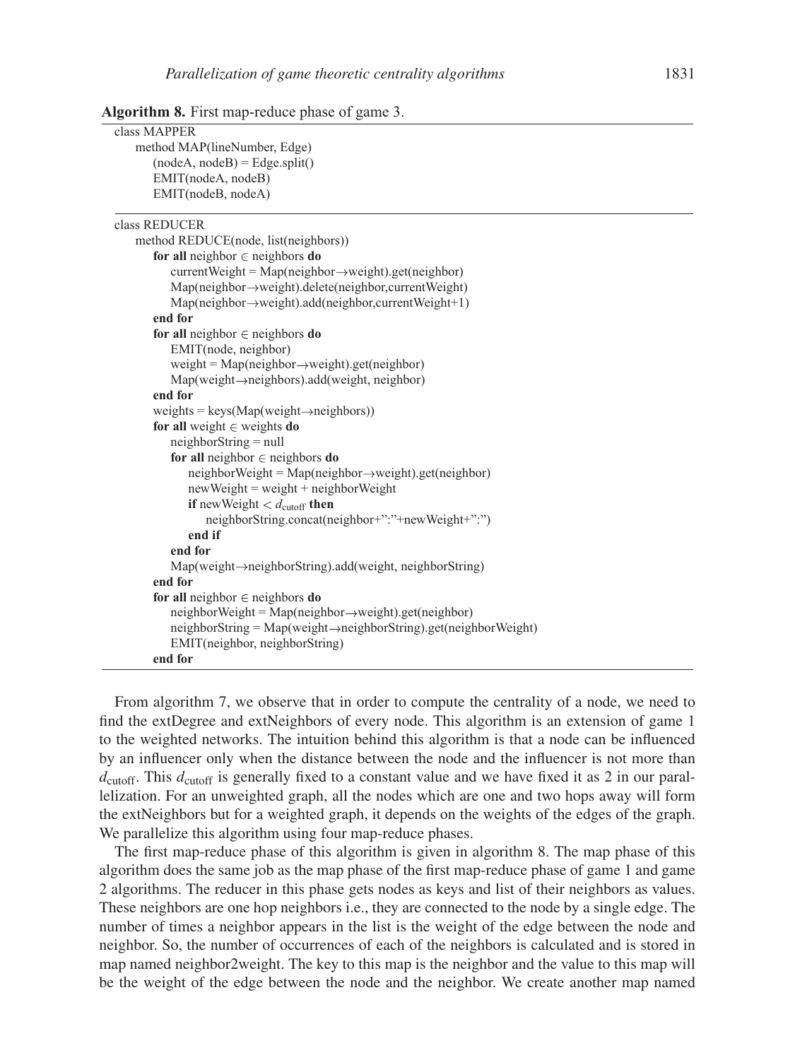**Algorithm 8.** First map-reduce phase of game 3.

```
class MAPPER
    method MAP(lineNumber, Edge)
        (nodeA, nodeB) = Edge.split()
        EMIT(nodeA, nodeB)
        EMIT(nodeB, nodeA)

class REDUCER
    method REDUCE(node, list(neighbors))
        for all neighbor ∈ neighbors do
            currentWeight = Map(neighbor→weight).get(neighbor)
            Map(neighbor→weight).delete(neighbor,currentWeight)
            Map(neighbor→weight).add(neighbor,currentWeight+1)
        end for
        for all neighbor ∈ neighbors do
            EMIT(node, neighbor)
            weight = Map(neighbor→weight).get(neighbor)
            Map(weight→neighbors).add(weight, neighbor)
        end for
        weights = keys(Map(weight→neighbors))
        for all weight ∈ weights do
            neighborString = null
            for all neighbor ∈ neighbors do
                neighborWeight = Map(neighbor→weight).get(neighbor)
                newWeight = weight + neighborWeight
                if newWeight < d_cutoff then
                    neighborString.concat(neighbor+":"+newWeight+":")
                end if
            end for
            Map(weight→neighborString).add(weight, neighborString)
        end for
        for all neighbor ∈ neighbors do
            neighborWeight = Map(neighbor→weight).get(neighbor)
            neighborString = Map(weight→neighborString).get(neighborWeight)
            EMIT(neighbor, neighborString)
        end for
```

From algorithm 7, we observe that in order to compute the centrality of a node, we need to find the extDegree and extNeighbors of every node. This algorithm is an extension of game 1 to the weighted networks. The intuition behind this algorithm is that a node can be influenced by an influencer only when the distance between the node and the influencer is not more than $d_{\text{cutoff}}$. This $d_{\text{cutoff}}$ is generally fixed to a constant value and we have fixed it as 2 in our parallelization. For an unweighted graph, all the nodes which are one and two hops away will form the extNeighbors but for a weighted graph, it depends on the weights of the edges of the graph. We parallelize this algorithm using four map-reduce phases.

The first map-reduce phase of this algorithm is given in algorithm 8. The map phase of this algorithm does the same job as the map phase of the first map-reduce phase of game 1 and game 2 algorithms. The reducer in this phase gets nodes as keys and list of their neighbors as values. These neighbors are one hop neighbors i.e., they are connected to the node by a single edge. The number of times a neighbor appears in the list is the weight of the edge between the node and neighbor. So, the number of occurrences of each of the neighbors is calculated and is stored in map named neighbor2weight. The key to this map is the neighbor and the value to this map will be the weight of the edge between the node and the neighbor. We create another map named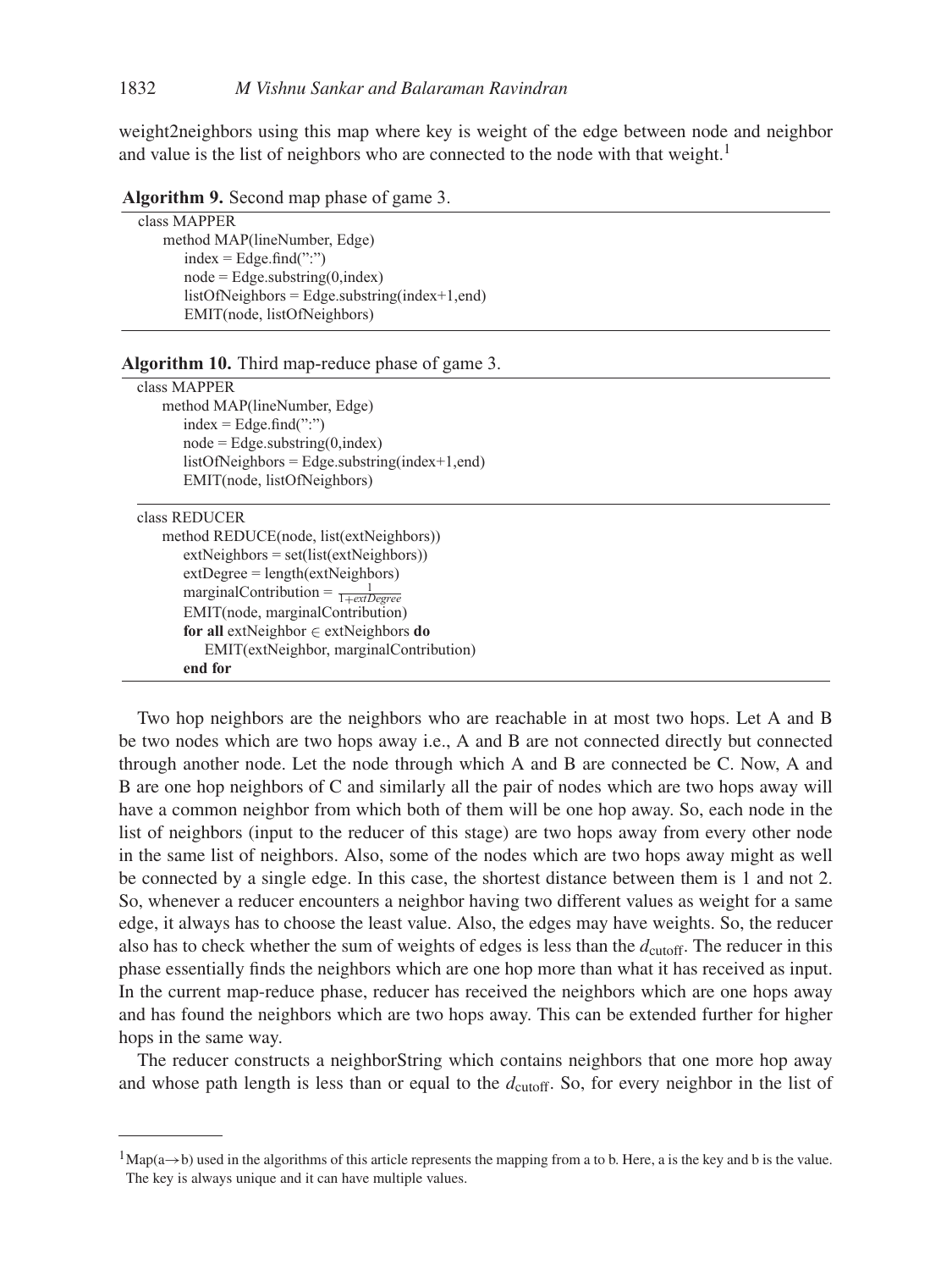weight2neighbors using this map where key is weight of the edge between node and neighbor and value is the list of neighbors who are connected to the node with that weight.[1]

**Algorithm 9.** Second map phase of game 3.

```
class MAPPER
    method MAP(lineNumber, Edge)
        index = Edge.find(":")
        node = Edge.substring(0,index)
        listOfNeighbors = Edge.substring(index+1,end)
        EMIT(node, listOfNeighbors)
```

**Algorithm 10.** Third map-reduce phase of game 3.

```
class MAPPER
    method MAP(lineNumber, Edge)
        index = Edge.find(":")
        node = Edge.substring(0,index)
        listOfNeighbors = Edge.substring(index+1,end)
        EMIT(node, listOfNeighbors)
```

```
class REDUCER
    method REDUCE(node, list(extNeighbors))
        extNeighbors = set(list(extNeighbors))
        extDegree = length(extNeighbors)
        marginalContribution = 1 / (1+extDegree)
        EMIT(node, marginalContribution)
        for all extNeighbor ∈ extNeighbors do
            EMIT(extNeighbor, marginalContribution)
        end for
```

Two hop neighbors are the neighbors who are reachable in at most two hops. Let A and B be two nodes which are two hops away i.e., A and B are not connected directly but connected through another node. Let the node through which A and B are connected be C. Now, A and B are one hop neighbors of C and similarly all the pair of nodes which are two hops away will have a common neighbor from which both of them will be one hop away. So, each node in the list of neighbors (input to the reducer of this stage) are two hops away from every other node in the same list of neighbors. Also, some of the nodes which are two hops away might as well be connected by a single edge. In this case, the shortest distance between them is 1 and not 2. So, whenever a reducer encounters a neighbor having two different values as weight for a same edge, it always has to choose the least value. Also, the edges may have weights. So, the reducer also has to check whether the sum of weights of edges is less than the $d_{\text{cutoff}}$. The reducer in this phase essentially finds the neighbors which are one hop more than what it has received as input. In the current map-reduce phase, reducer has received the neighbors which are one hops away and has found the neighbors which are two hops away. This can be extended further for higher hops in the same way.

The reducer constructs a neighborString which contains neighbors that one more hop away and whose path length is less than or equal to the $d_{\text{cutoff}}$. So, for every neighbor in the list of

[1] Map(a→b) used in the algorithms of this article represents the mapping from a to b. Here, a is the key and b is the value. The key is always unique and it can have multiple values.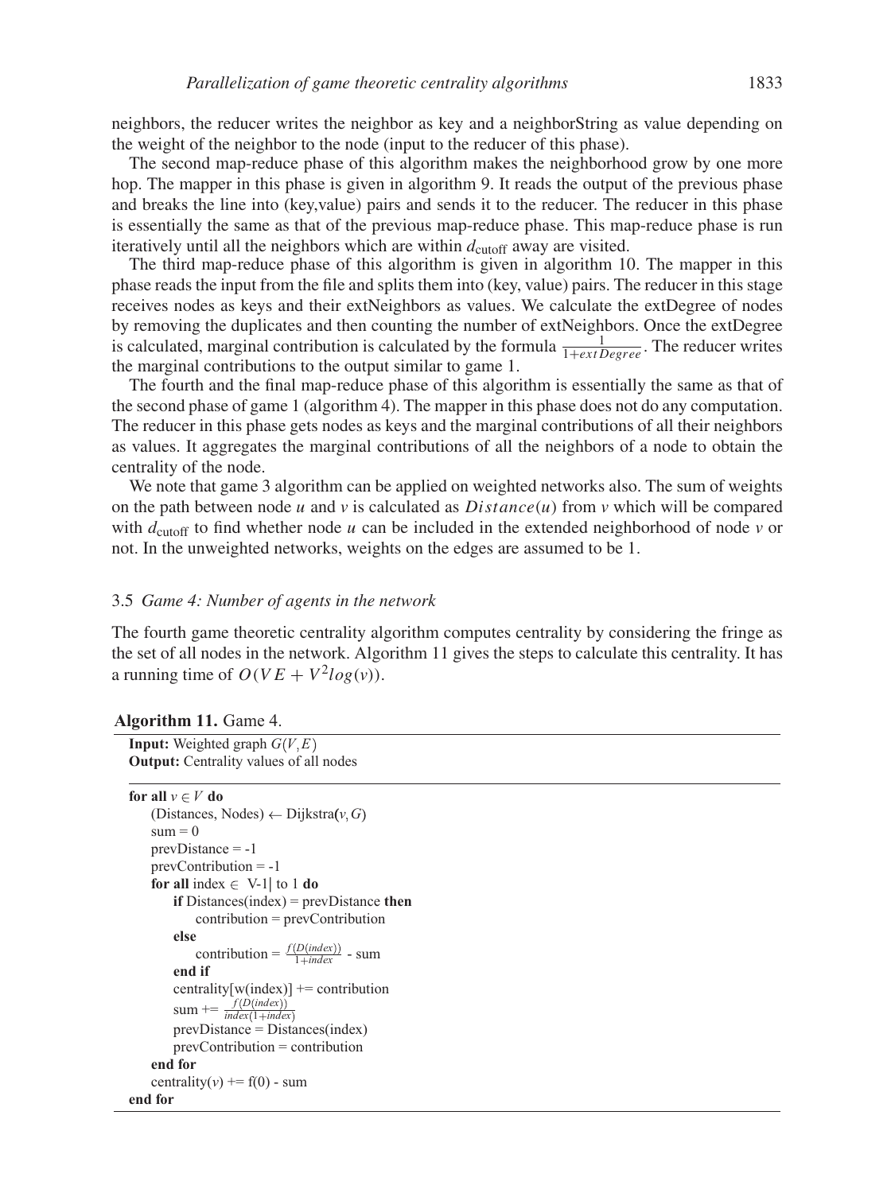neighbors, the reducer writes the neighbor as key and a neighborString as value depending on the weight of the neighbor to the node (input to the reducer of this phase).

The second map-reduce phase of this algorithm makes the neighborhood grow by one more hop. The mapper in this phase is given in algorithm 9. It reads the output of the previous phase and breaks the line into (key,value) pairs and sends it to the reducer. The reducer in this phase is essentially the same as that of the previous map-reduce phase. This map-reduce phase is run iteratively until all the neighbors which are within $d_{\text{cutoff}}$ away are visited.

The third map-reduce phase of this algorithm is given in algorithm 10. The mapper in this phase reads the input from the file and splits them into (key, value) pairs. The reducer in this stage receives nodes as keys and their extNeighbors as values. We calculate the extDegree of nodes by removing the duplicates and then counting the number of extNeighbors. Once the extDegree is calculated, marginal contribution is calculated by the formula $\frac{1}{1+extDegree}$. The reducer writes the marginal contributions to the output similar to game 1.

The fourth and the final map-reduce phase of this algorithm is essentially the same as that of the second phase of game 1 (algorithm 4). The mapper in this phase does not do any computation. The reducer in this phase gets nodes as keys and the marginal contributions of all their neighbors as values. It aggregates the marginal contributions of all the neighbors of a node to obtain the centrality of the node.

We note that game 3 algorithm can be applied on weighted networks also. The sum of weights on the path between node $u$ and $v$ is calculated as $Distance(u)$ from $v$ which will be compared with $d_{\text{cutoff}}$ to find whether node $u$ can be included in the extended neighborhood of node $v$ or not. In the unweighted networks, weights on the edges are assumed to be 1.

### 3.5 *Game 4: Number of agents in the network*

The fourth game theoretic centrality algorithm computes centrality by considering the fringe as the set of all nodes in the network. Algorithm 11 gives the steps to calculate this centrality. It has a running time of $O(VE + V^2 log(v))$.

**Algorithm 11.** Game 4.

**Input:** Weighted graph $G(V,E)$
**Output:** Centrality values of all nodes

```
for all v ∈ V do
    (Distances, Nodes) ← Dijkstra(v, G)
    sum = 0
    prevDistance = -1
    prevContribution = -1
    for all index ∈ V-1| to 1 do
        if Distances(index) = prevDistance then
            contribution = prevContribution
        else
            contribution = f(D(index)) / (1+index) - sum
        end if
        centrality[w(index)] += contribution
        sum += f(D(index)) / (index(1+index))
        prevDistance = Distances(index)
        prevContribution = contribution
    end for
    centrality(v) += f(0) - sum
end for
```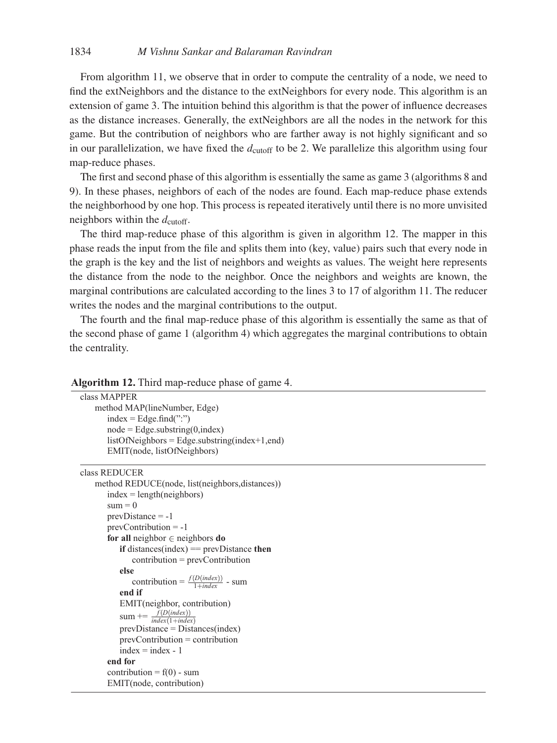From algorithm 11, we observe that in order to compute the centrality of a node, we need to find the extNeighbors and the distance to the extNeighbors for every node. This algorithm is an extension of game 3. The intuition behind this algorithm is that the power of influence decreases as the distance increases. Generally, the extNeighbors are all the nodes in the network for this game. But the contribution of neighbors who are farther away is not highly significant and so in our parallelization, we have fixed the $d_{\text{cutoff}}$ to be 2. We parallelize this algorithm using four map-reduce phases.

The first and second phase of this algorithm is essentially the same as game 3 (algorithms 8 and 9). In these phases, neighbors of each of the nodes are found. Each map-reduce phase extends the neighborhood by one hop. This process is repeated iteratively until there is no more unvisited neighbors within the $d_{\text{cutoff}}$.

The third map-reduce phase of this algorithm is given in algorithm 12. The mapper in this phase reads the input from the file and splits them into (key, value) pairs such that every node in the graph is the key and the list of neighbors and weights as values. The weight here represents the distance from the node to the neighbor. Once the neighbors and weights are known, the marginal contributions are calculated according to the lines 3 to 17 of algorithm 11. The reducer writes the nodes and the marginal contributions to the output.

The fourth and the final map-reduce phase of this algorithm is essentially the same as that of the second phase of game 1 (algorithm 4) which aggregates the marginal contributions to obtain the centrality.

**Algorithm 12.** Third map-reduce phase of game 4.

```
class MAPPER
    method MAP(lineNumber, Edge)
        index = Edge.find(":")
        node = Edge.substring(0,index)
        listOfNeighbors = Edge.substring(index+1,end)
        EMIT(node, listOfNeighbors)
```

```
class REDUCER
    method REDUCE(node, list(neighbors,distances))
        index = length(neighbors)
        sum = 0
        prevDistance = -1
        prevContribution = -1
        for all neighbor ∈ neighbors do
            if distances(index) == prevDistance then
                contribution = prevContribution
            else
                contribution = f(D(index)) / (1+index) - sum
            end if
            EMIT(neighbor, contribution)
            sum += f(D(index)) / (index(1+index))
            prevDistance = Distances(index)
            prevContribution = contribution
            index = index - 1
        end for
        contribution = f(0) - sum
        EMIT(node, contribution)
```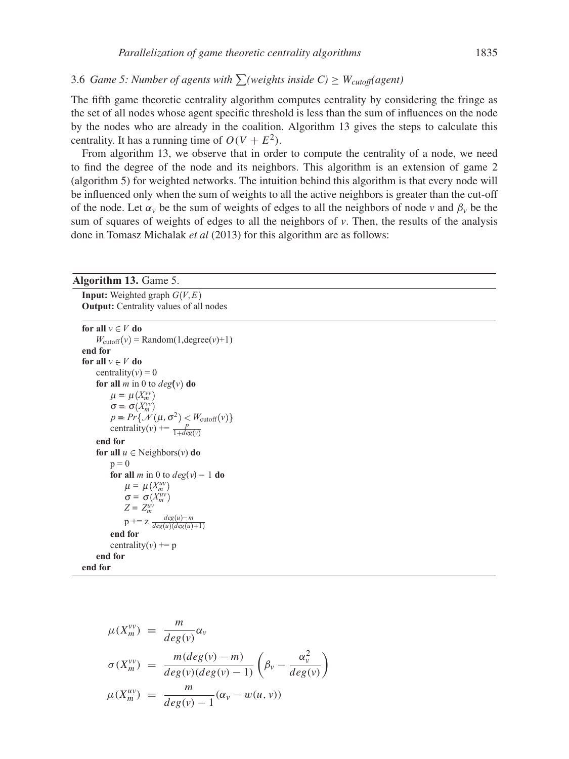### 3.6 *Game 5: Number of agents with $\sum$(weights inside C) $\geq W_{cutoff}$(agent)*

The fifth game theoretic centrality algorithm computes centrality by considering the fringe as the set of all nodes whose agent specific threshold is less than the sum of influences on the node by the nodes who are already in the coalition. Algorithm 13 gives the steps to calculate this centrality. It has a running time of $O(V + E^2)$.

From algorithm 13, we observe that in order to compute the centrality of a node, we need to find the degree of the node and its neighbors. This algorithm is an extension of game 2 (algorithm 5) for weighted networks. The intuition behind this algorithm is that every node will be influenced only when the sum of weights to all the active neighbors is greater than the cut-off of the node. Let $\alpha_v$ be the sum of weights of edges to all the neighbors of node $v$ and $\beta_v$ be the sum of squares of weights of edges to all the neighbors of $v$. Then, the results of the analysis done in Tomasz Michalak *et al* (2013) for this algorithm are as follows:

**Algorithm 13.** Game 5.

**Input:** Weighted graph $G(V, E)$
**Output:** Centrality values of all nodes

```
for all v ∈ V do
    W_cutoff(v) = Random(1,degree(v)+1)
end for
for all v ∈ V do
    centrality(v) = 0
    for all m in 0 to deg(v) do
        μ = μ(X_m^{vv})
        σ = σ(X_m^{vv})
        p = Pr{N(μ, σ^2) < W_cutoff(v)}
        centrality(v) += p / (1+deg(v))
    end for
    for all u ∈ Neighbors(v) do
        p = 0
        for all m in 0 to deg(v) − 1 do
            μ = μ(X_m^{uv})
            σ = σ(X_m^{uv})
            Z = Z_m^{uv}
            p += z (deg(u)−m) / (deg(u)(deg(u)+1))
        end for
        centrality(v) += p
    end for
end for
```

$$\mu(X_m^{vv}) = \frac{m}{deg(v)}\alpha_v$$

$$\sigma(X_m^{vv}) = \frac{m(deg(v) - m)}{deg(v)(deg(v) - 1)}\left(\beta_v - \frac{\alpha_v^2}{deg(v)}\right)$$

$$\mu(X_m^{uv}) = \frac{m}{deg(v) - 1}(\alpha_v - w(u, v))$$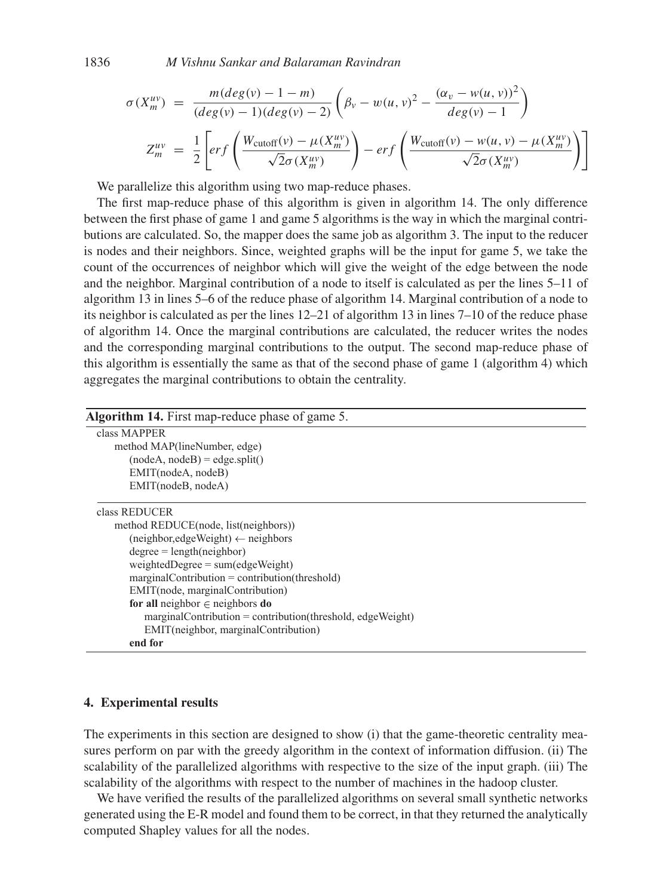$$\sigma(X_m^{uv}) = \frac{m(deg(v)-1-m)}{(deg(v)-1)(deg(v)-2)}\left(\beta_v - w(u,v)^2 - \frac{(\alpha_v - w(u,v))^2}{deg(v)-1}\right)$$

$$Z_m^{uv} = \frac{1}{2}\left[erf\left(\frac{W_{\text{cutoff}}(v) - \mu(X_m^{uv})}{\sqrt{2}\sigma(X_m^{uv})}\right) - erf\left(\frac{W_{\text{cutoff}}(v) - w(u,v) - \mu(X_m^{uv})}{\sqrt{2}\sigma(X_m^{uv})}\right)\right]$$

We parallelize this algorithm using two map-reduce phases.

The first map-reduce phase of this algorithm is given in algorithm 14. The only difference between the first phase of game 1 and game 5 algorithms is the way in which the marginal contributions are calculated. So, the mapper does the same job as algorithm 3. The input to the reducer is nodes and their neighbors. Since, weighted graphs will be the input for game 5, we take the count of the occurrences of neighbor which will give the weight of the edge between the node and the neighbor. Marginal contribution of a node to itself is calculated as per the lines 5–11 of algorithm 13 in lines 5–6 of the reduce phase of algorithm 14. Marginal contribution of a node to its neighbor is calculated as per the lines 12–21 of algorithm 13 in lines 7–10 of the reduce phase of algorithm 14. Once the marginal contributions are calculated, the reducer writes the nodes and the corresponding marginal contributions to the output. The second map-reduce phase of this algorithm is essentially the same as that of the second phase of game 1 (algorithm 4) which aggregates the marginal contributions to obtain the centrality.

**Algorithm 14.** First map-reduce phase of game 5.

```
class MAPPER
    method MAP(lineNumber, edge)
        (nodeA, nodeB) = edge.split()
        EMIT(nodeA, nodeB)
        EMIT(nodeB, nodeA)

class REDUCER
    method REDUCE(node, list(neighbors))
        (neighbor,edgeWeight) ← neighbors
        degree = length(neighbor)
        weightedDegree = sum(edgeWeight)
        marginalContribution = contribution(threshold)
        EMIT(node, marginalContribution)
        for all neighbor ∈ neighbors do
            marginalContribution = contribution(threshold, edgeWeight)
            EMIT(neighbor, marginalContribution)
        end for
```

## 4. Experimental results

The experiments in this section are designed to show (i) that the game-theoretic centrality measures perform on par with the greedy algorithm in the context of information diffusion. (ii) The scalability of the parallelized algorithms with respective to the size of the input graph. (iii) The scalability of the algorithms with respect to the number of machines in the hadoop cluster.

We have verified the results of the parallelized algorithms on several small synthetic networks generated using the E-R model and found them to be correct, in that they returned the analytically computed Shapley values for all the nodes.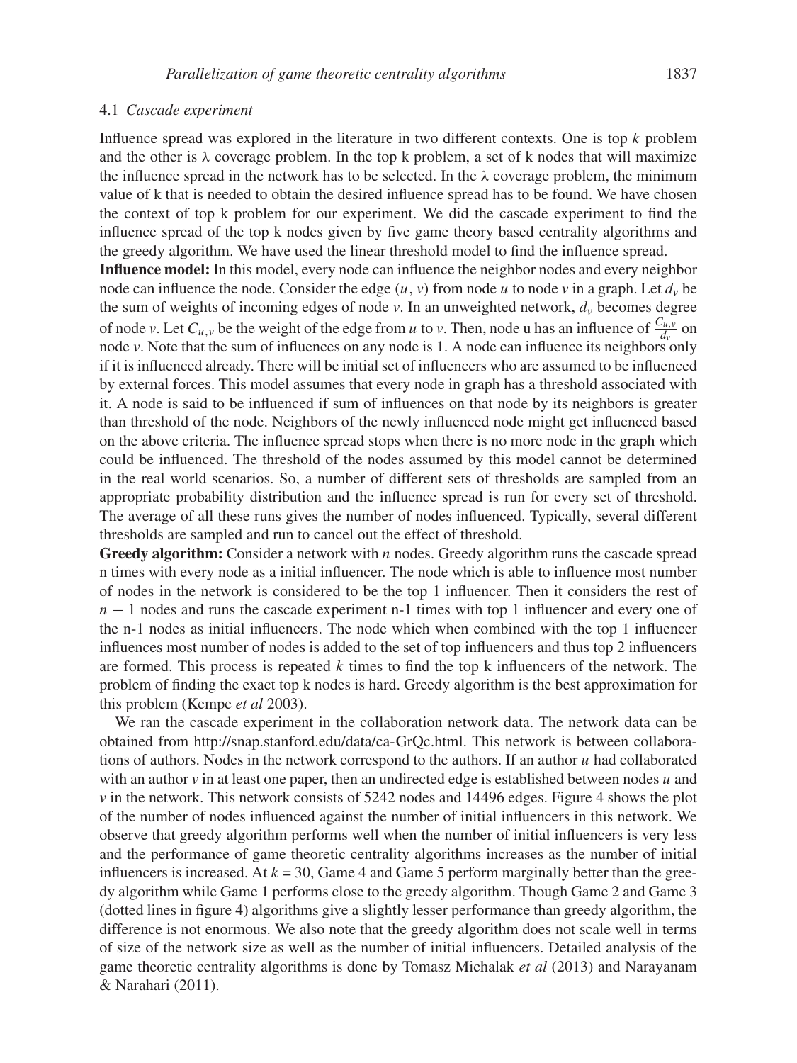### 4.1 *Cascade experiment*

Influence spread was explored in the literature in two different contexts. One is top $k$ problem and the other is $\lambda$ coverage problem. In the top k problem, a set of k nodes that will maximize the influence spread in the network has to be selected. In the $\lambda$ coverage problem, the minimum value of k that is needed to obtain the desired influence spread has to be found. We have chosen the context of top k problem for our experiment. We did the cascade experiment to find the influence spread of the top k nodes given by five game theory based centrality algorithms and the greedy algorithm. We have used the linear threshold model to find the influence spread.

**Influence model:** In this model, every node can influence the neighbor nodes and every neighbor node can influence the node. Consider the edge $(u, v)$ from node $u$ to node $v$ in a graph. Let $d_v$ be the sum of weights of incoming edges of node $v$. In an unweighted network, $d_v$ becomes degree of node $v$. Let $C_{u,v}$ be the weight of the edge from $u$ to $v$. Then, node u has an influence of $\frac{C_{u,v}}{d_v}$ on node $v$. Note that the sum of influences on any node is 1. A node can influence its neighbors only if it is influenced already. There will be initial set of influencers who are assumed to be influenced by external forces. This model assumes that every node in graph has a threshold associated with it. A node is said to be influenced if sum of influences on that node by its neighbors is greater than threshold of the node. Neighbors of the newly influenced node might get influenced based on the above criteria. The influence spread stops when there is no more node in the graph which could be influenced. The threshold of the nodes assumed by this model cannot be determined in the real world scenarios. So, a number of different sets of thresholds are sampled from an appropriate probability distribution and the influence spread is run for every set of threshold. The average of all these runs gives the number of nodes influenced. Typically, several different thresholds are sampled and run to cancel out the effect of threshold.

**Greedy algorithm:** Consider a network with $n$ nodes. Greedy algorithm runs the cascade spread n times with every node as a initial influencer. The node which is able to influence most number of nodes in the network is considered to be the top 1 influencer. Then it considers the rest of $n - 1$ nodes and runs the cascade experiment n-1 times with top 1 influencer and every one of the n-1 nodes as initial influencers. The node which when combined with the top 1 influencer influences most number of nodes is added to the set of top influencers and thus top 2 influencers are formed. This process is repeated $k$ times to find the top k influencers of the network. The problem of finding the exact top k nodes is hard. Greedy algorithm is the best approximation for this problem (Kempe *et al* 2003).

We ran the cascade experiment in the collaboration network data. The network data can be obtained from http://snap.stanford.edu/data/ca-GrQc.html. This network is between collaborations of authors. Nodes in the network correspond to the authors. If an author $u$ had collaborated with an author $v$ in at least one paper, then an undirected edge is established between nodes $u$ and $v$ in the network. This network consists of 5242 nodes and 14496 edges. Figure 4 shows the plot of the number of nodes influenced against the number of initial influencers in this network. We observe that greedy algorithm performs well when the number of initial influencers is very less and the performance of game theoretic centrality algorithms increases as the number of initial influencers is increased. At $k = 30$, Game 4 and Game 5 perform marginally better than the greedy algorithm while Game 1 performs close to the greedy algorithm. Though Game 2 and Game 3 (dotted lines in figure 4) algorithms give a slightly lesser performance than greedy algorithm, the difference is not enormous. We also note that the greedy algorithm does not scale well in terms of size of the network size as well as the number of initial influencers. Detailed analysis of the game theoretic centrality algorithms is done by Tomasz Michalak *et al* (2013) and Narayanam & Narahari (2011).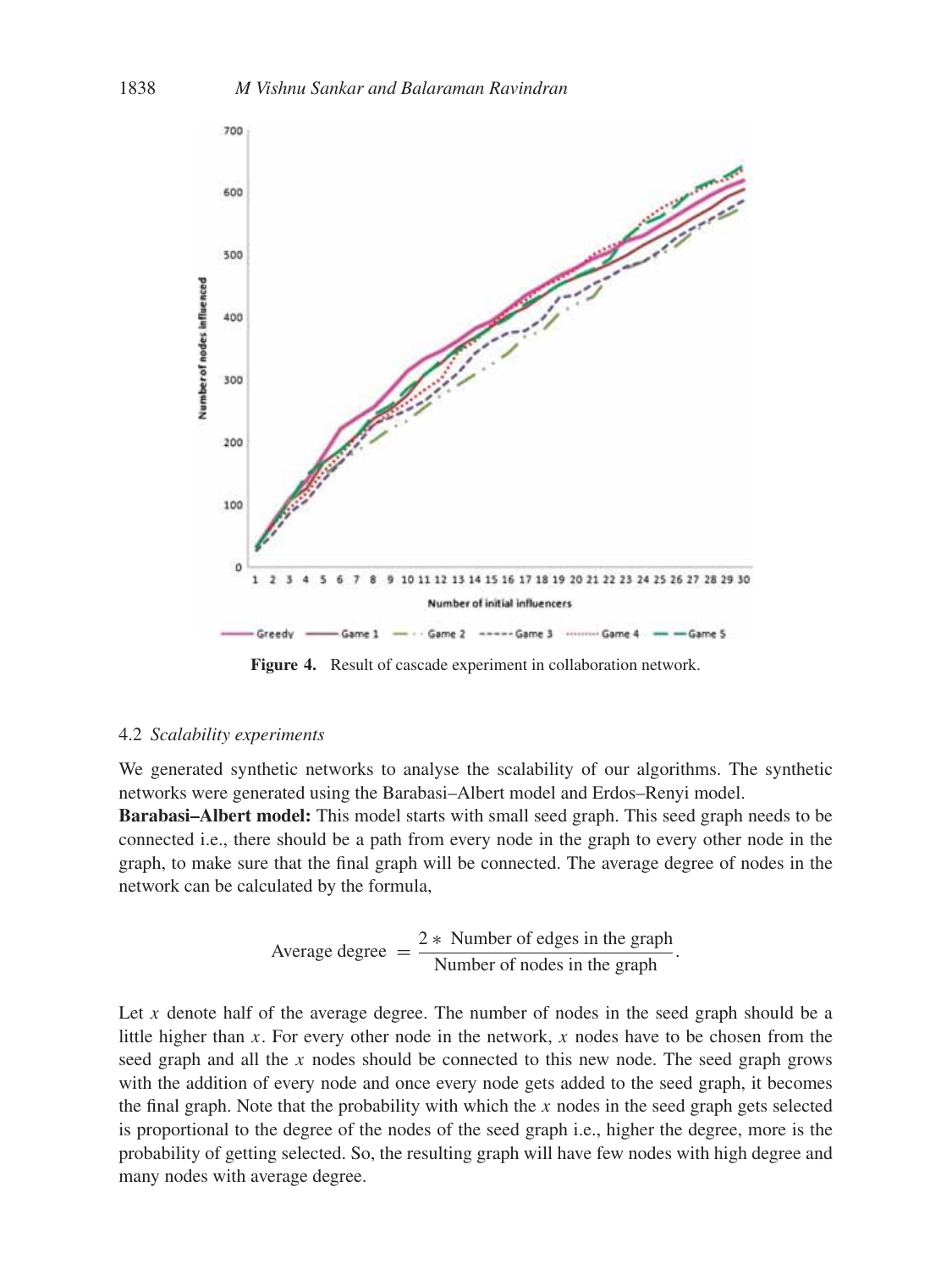**Figure 4.** Result of cascade experiment in collaboration network.

### 4.2 *Scalability experiments*

We generated synthetic networks to analyse the scalability of our algorithms. The synthetic networks were generated using the Barabasi–Albert model and Erdos–Renyi model.

**Barabasi–Albert model:** This model starts with small seed graph. This seed graph needs to be connected i.e., there should be a path from every node in the graph to every other node in the graph, to make sure that the final graph will be connected. The average degree of nodes in the network can be calculated by the formula,

$$\text{Average degree } = \frac{2 * \text{ Number of edges in the graph}}{\text{Number of nodes in the graph}}.$$

Let $x$ denote half of the average degree. The number of nodes in the seed graph should be a little higher than $x$. For every other node in the network, $x$ nodes have to be chosen from the seed graph and all the $x$ nodes should be connected to this new node. The seed graph grows with the addition of every node and once every node gets added to the seed graph, it becomes the final graph. Note that the probability with which the $x$ nodes in the seed graph gets selected is proportional to the degree of the nodes of the seed graph i.e., higher the degree, more is the probability of getting selected. So, the resulting graph will have few nodes with high degree and many nodes with average degree.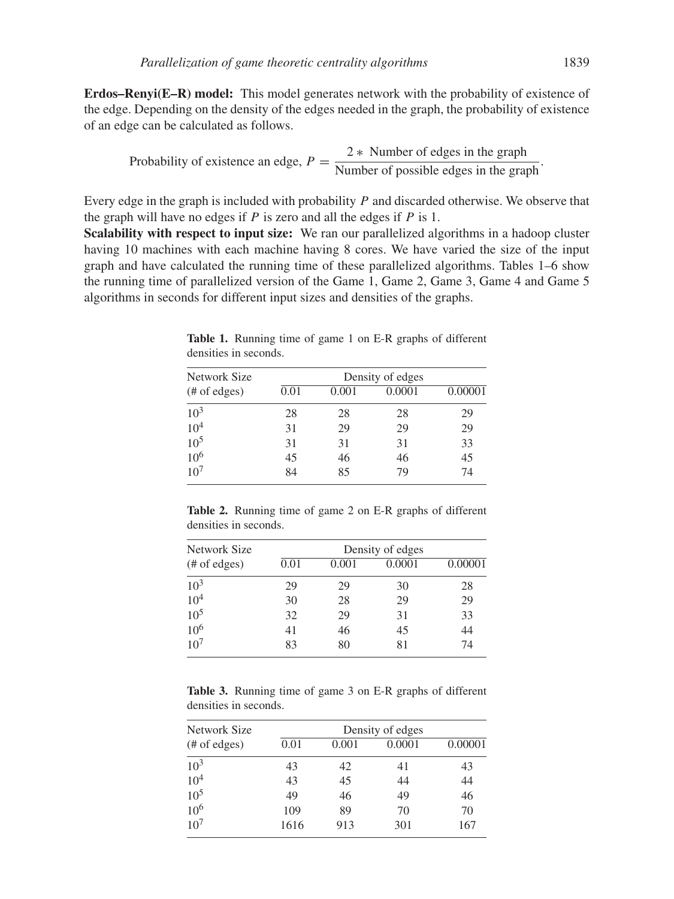**Erdos–Renyi(E–R) model:** This model generates network with the probability of existence of the edge. Depending on the density of the edges needed in the graph, the probability of existence of an edge can be calculated as follows.

$$\text{Probability of existence an edge, } P = \frac{2 * \text{ Number of edges in the graph}}{\text{Number of possible edges in the graph}}.$$

Every edge in the graph is included with probability $P$ and discarded otherwise. We observe that the graph will have no edges if $P$ is zero and all the edges if $P$ is 1.

**Scalability with respect to input size:** We ran our parallelized algorithms in a hadoop cluster having 10 machines with each machine having 8 cores. We have varied the size of the input graph and have calculated the running time of these parallelized algorithms. Tables 1–6 show the running time of parallelized version of the Game 1, Game 2, Game 3, Game 4 and Game 5 algorithms in seconds for different input sizes and densities of the graphs.

**Table 1.** Running time of game 1 on E-R graphs of different densities in seconds.

| Network Size | Density of edges | | | |
|---|---|---|---|---|
| (# of edges) | 0.01 | 0.001 | 0.0001 | 0.00001 |
| $10^3$ | 28 | 28 | 28 | 29 |
| $10^4$ | 31 | 29 | 29 | 29 |
| $10^5$ | 31 | 31 | 31 | 33 |
| $10^6$ | 45 | 46 | 46 | 45 |
| $10^7$ | 84 | 85 | 79 | 74 |

**Table 2.** Running time of game 2 on E-R graphs of different densities in seconds.

| Network Size | Density of edges | | | |
|---|---|---|---|---|
| (# of edges) | 0.01 | 0.001 | 0.0001 | 0.00001 |
| $10^3$ | 29 | 29 | 30 | 28 |
| $10^4$ | 30 | 28 | 29 | 29 |
| $10^5$ | 32 | 29 | 31 | 33 |
| $10^6$ | 41 | 46 | 45 | 44 |
| $10^7$ | 83 | 80 | 81 | 74 |

**Table 3.** Running time of game 3 on E-R graphs of different densities in seconds.

| Network Size | Density of edges | | | |
|---|---|---|---|---|
| (# of edges) | 0.01 | 0.001 | 0.0001 | 0.00001 |
| $10^3$ | 43 | 42 | 41 | 43 |
| $10^4$ | 43 | 45 | 44 | 44 |
| $10^5$ | 49 | 46 | 49 | 46 |
| $10^6$ | 109 | 89 | 70 | 70 |
| $10^7$ | 1616 | 913 | 301 | 167 |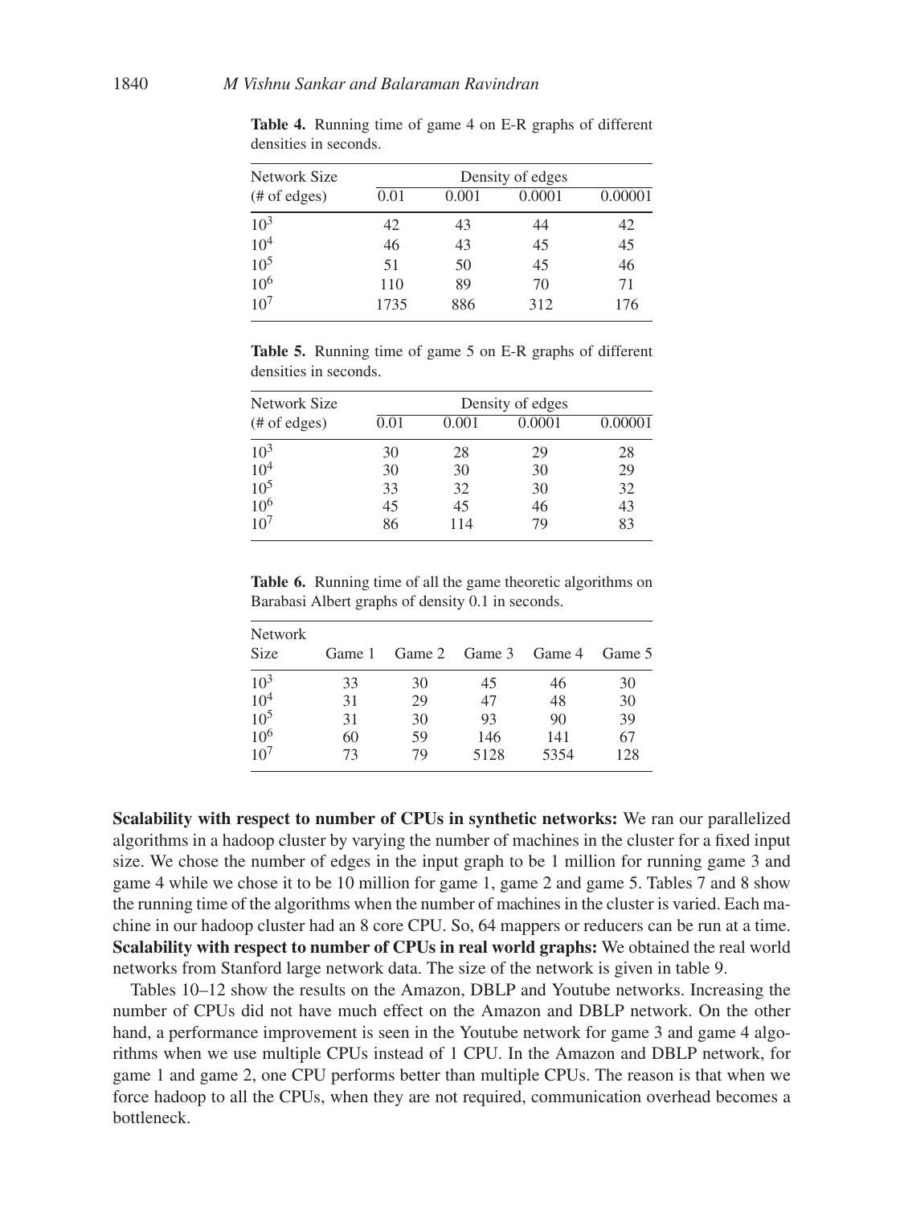**Table 4.** Running time of game 4 on E-R graphs of different densities in seconds.

| Network Size (# of edges) | Density of edges | | | |
|---|---|---|---|---|
| | 0.01 | 0.001 | 0.0001 | 0.00001 |
| $10^3$ | 42 | 43 | 44 | 42 |
| $10^4$ | 46 | 43 | 45 | 45 |
| $10^5$ | 51 | 50 | 45 | 46 |
| $10^6$ | 110 | 89 | 70 | 71 |
| $10^7$ | 1735 | 886 | 312 | 176 |

**Table 5.** Running time of game 5 on E-R graphs of different densities in seconds.

| Network Size (# of edges) | Density of edges | | | |
|---|---|---|---|---|
| | 0.01 | 0.001 | 0.0001 | 0.00001 |
| $10^3$ | 30 | 28 | 29 | 28 |
| $10^4$ | 30 | 30 | 30 | 29 |
| $10^5$ | 33 | 32 | 30 | 32 |
| $10^6$ | 45 | 45 | 46 | 43 |
| $10^7$ | 86 | 114 | 79 | 83 |

**Table 6.** Running time of all the game theoretic algorithms on Barabasi Albert graphs of density 0.1 in seconds.

| Network Size | Game 1 | Game 2 | Game 3 | Game 4 | Game 5 |
|---|---|---|---|---|---|
| $10^3$ | 33 | 30 | 45 | 46 | 30 |
| $10^4$ | 31 | 29 | 47 | 48 | 30 |
| $10^5$ | 31 | 30 | 93 | 90 | 39 |
| $10^6$ | 60 | 59 | 146 | 141 | 67 |
| $10^7$ | 73 | 79 | 5128 | 5354 | 128 |

**Scalability with respect to number of CPUs in synthetic networks:** We ran our parallelized algorithms in a hadoop cluster by varying the number of machines in the cluster for a fixed input size. We chose the number of edges in the input graph to be 1 million for running game 3 and game 4 while we chose it to be 10 million for game 1, game 2 and game 5. Tables 7 and 8 show the running time of the algorithms when the number of machines in the cluster is varied. Each machine in our hadoop cluster had an 8 core CPU. So, 64 mappers or reducers can be run at a time.
**Scalability with respect to number of CPUs in real world graphs:** We obtained the real world networks from Stanford large network data. The size of the network is given in table 9.

Tables 10–12 show the results on the Amazon, DBLP and Youtube networks. Increasing the number of CPUs did not have much effect on the Amazon and DBLP network. On the other hand, a performance improvement is seen in the Youtube network for game 3 and game 4 algorithms when we use multiple CPUs instead of 1 CPU. In the Amazon and DBLP network, for game 1 and game 2, one CPU performs better than multiple CPUs. The reason is that when we force hadoop to all the CPUs, when they are not required, communication overhead becomes a bottleneck.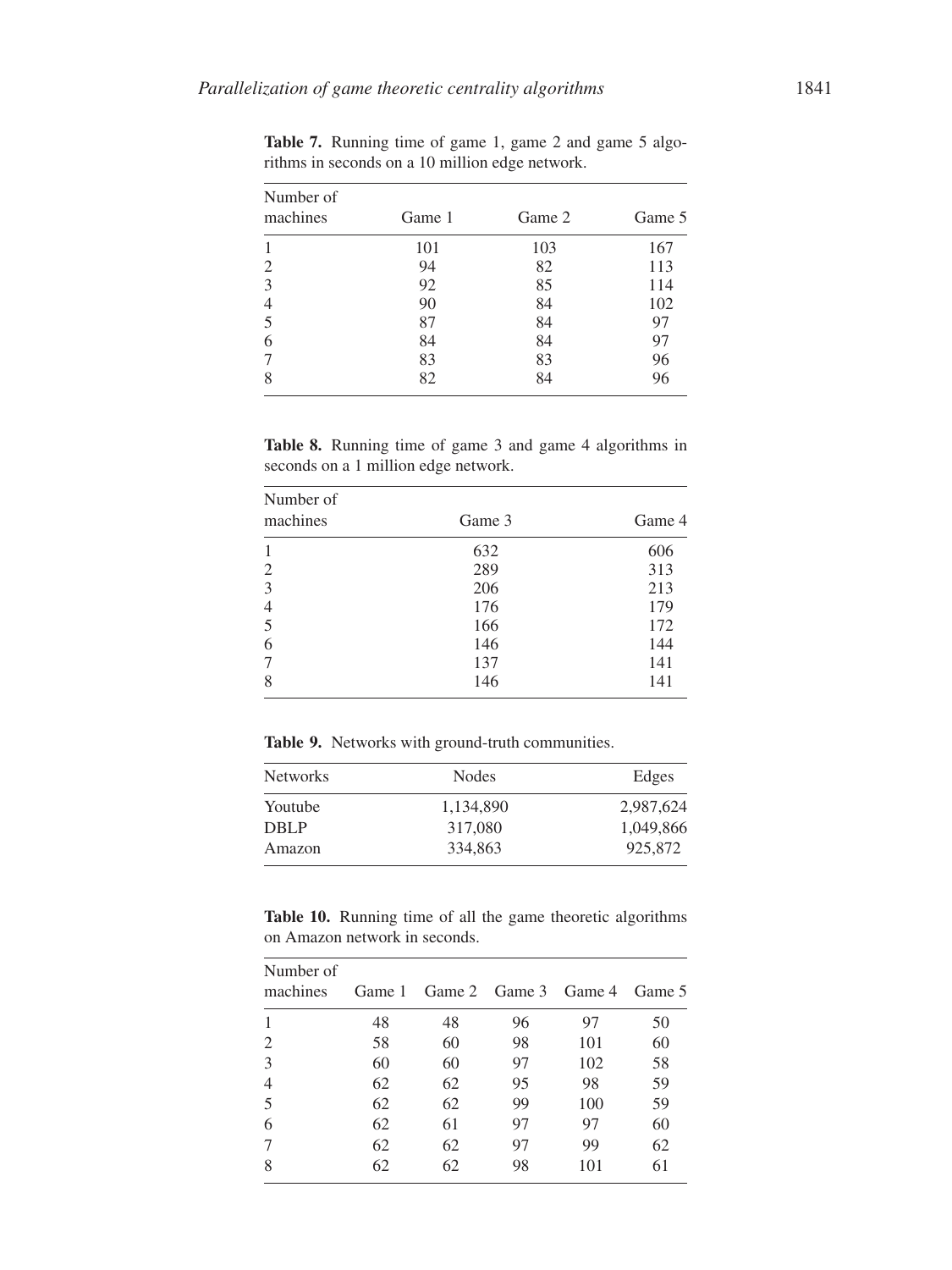**Table 7.** Running time of game 1, game 2 and game 5 algorithms in seconds on a 10 million edge network.

| Number of machines | Game 1 | Game 2 | Game 5 |
|---|---|---|---|
| 1 | 101 | 103 | 167 |
| 2 | 94 | 82 | 113 |
| 3 | 92 | 85 | 114 |
| 4 | 90 | 84 | 102 |
| 5 | 87 | 84 | 97 |
| 6 | 84 | 84 | 97 |
| 7 | 83 | 83 | 96 |
| 8 | 82 | 84 | 96 |

**Table 8.** Running time of game 3 and game 4 algorithms in seconds on a 1 million edge network.

| Number of machines | Game 3 | Game 4 |
|---|---|---|
| 1 | 632 | 606 |
| 2 | 289 | 313 |
| 3 | 206 | 213 |
| 4 | 176 | 179 |
| 5 | 166 | 172 |
| 6 | 146 | 144 |
| 7 | 137 | 141 |
| 8 | 146 | 141 |

**Table 9.** Networks with ground-truth communities.

| Networks | Nodes | Edges |
|---|---|---|
| Youtube | 1,134,890 | 2,987,624 |
| DBLP | 317,080 | 1,049,866 |
| Amazon | 334,863 | 925,872 |

**Table 10.** Running time of all the game theoretic algorithms on Amazon network in seconds.

| Number of machines | Game 1 | Game 2 | Game 3 | Game 4 | Game 5 |
|---|---|---|---|---|---|
| 1 | 48 | 48 | 96 | 97 | 50 |
| 2 | 58 | 60 | 98 | 101 | 60 |
| 3 | 60 | 60 | 97 | 102 | 58 |
| 4 | 62 | 62 | 95 | 98 | 59 |
| 5 | 62 | 62 | 99 | 100 | 59 |
| 6 | 62 | 61 | 97 | 97 | 60 |
| 7 | 62 | 62 | 97 | 99 | 62 |
| 8 | 62 | 62 | 98 | 101 | 61 |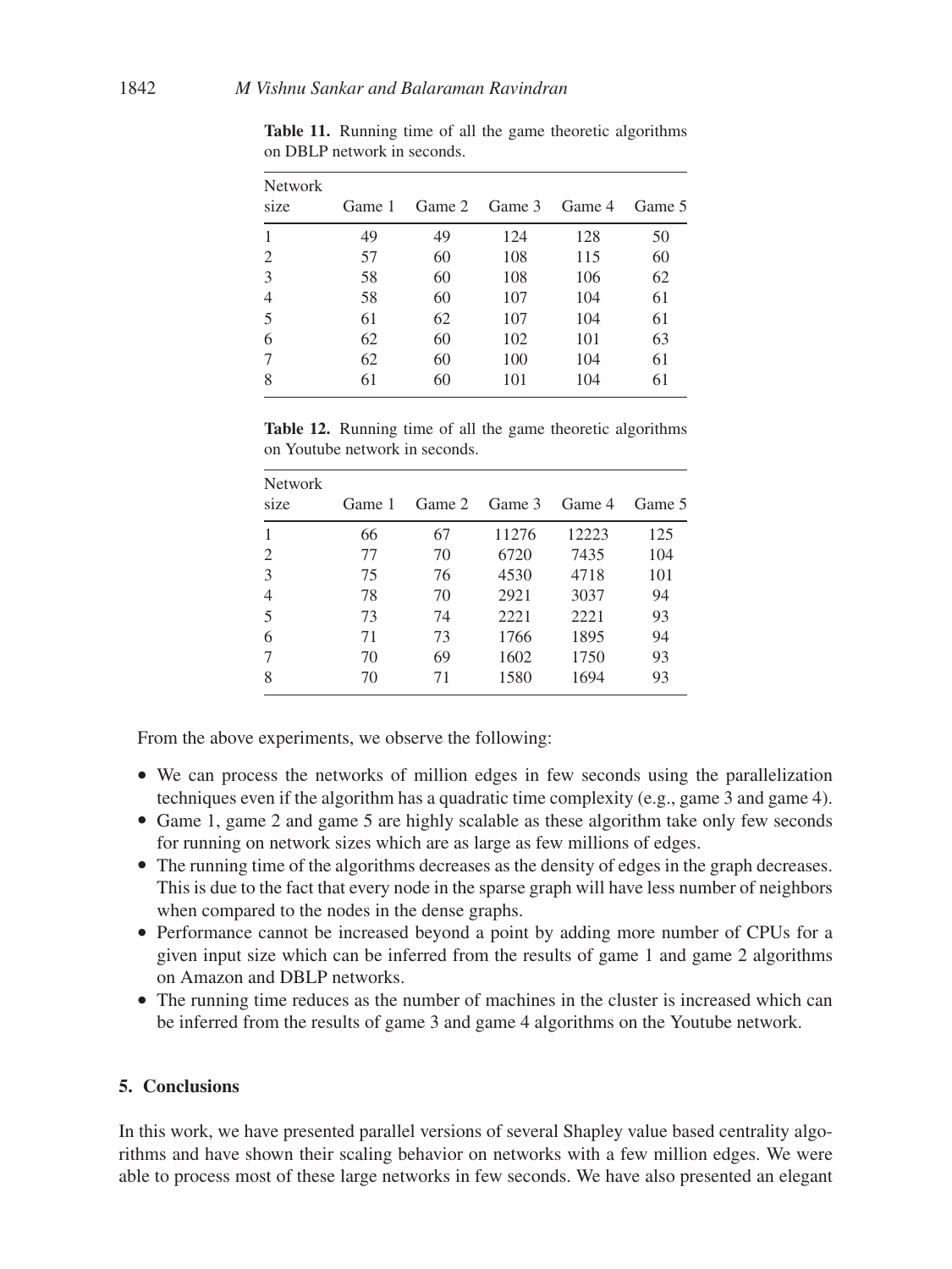**Table 11.** Running time of all the game theoretic algorithms on DBLP network in seconds.

| Network size | Game 1 | Game 2 | Game 3 | Game 4 | Game 5 |
|---|---|---|---|---|---|
| 1 | 49 | 49 | 124 | 128 | 50 |
| 2 | 57 | 60 | 108 | 115 | 60 |
| 3 | 58 | 60 | 108 | 106 | 62 |
| 4 | 58 | 60 | 107 | 104 | 61 |
| 5 | 61 | 62 | 107 | 104 | 61 |
| 6 | 62 | 60 | 102 | 101 | 63 |
| 7 | 62 | 60 | 100 | 104 | 61 |
| 8 | 61 | 60 | 101 | 104 | 61 |

**Table 12.** Running time of all the game theoretic algorithms on Youtube network in seconds.

| Network size | Game 1 | Game 2 | Game 3 | Game 4 | Game 5 |
|---|---|---|---|---|---|
| 1 | 66 | 67 | 11276 | 12223 | 125 |
| 2 | 77 | 70 | 6720 | 7435 | 104 |
| 3 | 75 | 76 | 4530 | 4718 | 101 |
| 4 | 78 | 70 | 2921 | 3037 | 94 |
| 5 | 73 | 74 | 2221 | 2221 | 93 |
| 6 | 71 | 73 | 1766 | 1895 | 94 |
| 7 | 70 | 69 | 1602 | 1750 | 93 |
| 8 | 70 | 71 | 1580 | 1694 | 93 |

From the above experiments, we observe the following:

- We can process the networks of million edges in few seconds using the parallelization techniques even if the algorithm has a quadratic time complexity (e.g., game 3 and game 4).
- Game 1, game 2 and game 5 are highly scalable as these algorithm take only few seconds for running on network sizes which are as large as few millions of edges.
- The running time of the algorithms decreases as the density of edges in the graph decreases. This is due to the fact that every node in the sparse graph will have less number of neighbors when compared to the nodes in the dense graphs.
- Performance cannot be increased beyond a point by adding more number of CPUs for a given input size which can be inferred from the results of game 1 and game 2 algorithms on Amazon and DBLP networks.
- The running time reduces as the number of machines in the cluster is increased which can be inferred from the results of game 3 and game 4 algorithms on the Youtube network.

## 5. Conclusions

In this work, we have presented parallel versions of several Shapley value based centrality algorithms and have shown their scaling behavior on networks with a few million edges. We were able to process most of these large networks in few seconds. We have also presented an elegant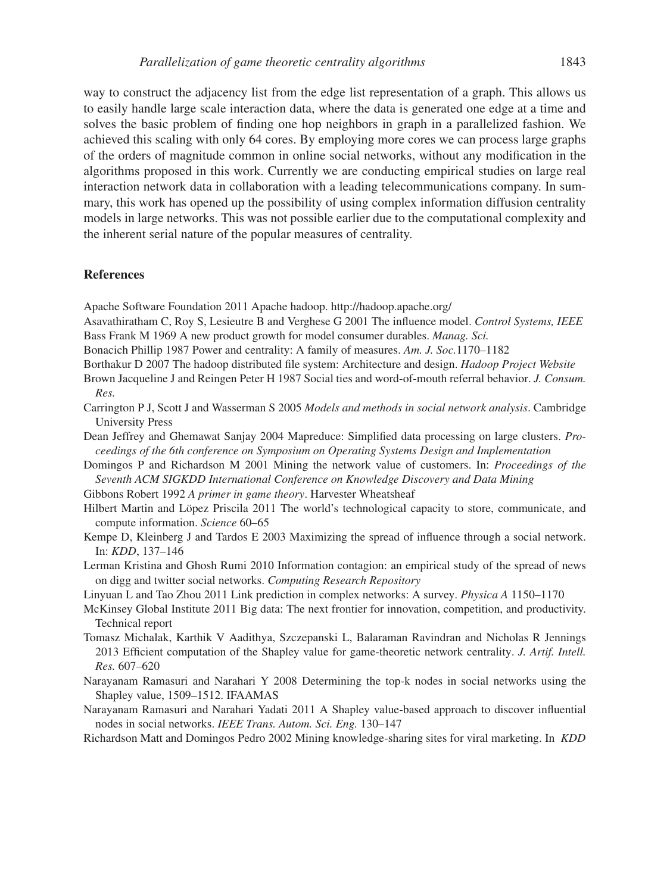way to construct the adjacency list from the edge list representation of a graph. This allows us to easily handle large scale interaction data, where the data is generated one edge at a time and solves the basic problem of finding one hop neighbors in graph in a parallelized fashion. We achieved this scaling with only 64 cores. By employing more cores we can process large graphs of the orders of magnitude common in online social networks, without any modification in the algorithms proposed in this work. Currently we are conducting empirical studies on large real interaction network data in collaboration with a leading telecommunications company. In summary, this work has opened up the possibility of using complex information diffusion centrality models in large networks. This was not possible earlier due to the computational complexity and the inherent serial nature of the popular measures of centrality.

## References

Apache Software Foundation 2011 Apache hadoop. http://hadoop.apache.org/

Asavathiratham C, Roy S, Lesieutre B and Verghese G 2001 The influence model. *Control Systems, IEEE*

Bass Frank M 1969 A new product growth for model consumer durables. *Manag. Sci.*

Bonacich Phillip 1987 Power and centrality: A family of measures. *Am. J. Soc.*1170–1182

Borthakur D 2007 The hadoop distributed file system: Architecture and design. *Hadoop Project Website*

Brown Jacqueline J and Reingen Peter H 1987 Social ties and word-of-mouth referral behavior. *J. Consum. Res.*

Carrington P J, Scott J and Wasserman S 2005 *Models and methods in social network analysis*. Cambridge University Press

Dean Jeffrey and Ghemawat Sanjay 2004 Mapreduce: Simplified data processing on large clusters. *Proceedings of the 6th conference on Symposium on Operating Systems Design and Implementation*

Domingos P and Richardson M 2001 Mining the network value of customers. In: *Proceedings of the Seventh ACM SIGKDD International Conference on Knowledge Discovery and Data Mining*

Gibbons Robert 1992 *A primer in game theory*. Harvester Wheatsheaf

Hilbert Martin and Löpez Priscila 2011 The world's technological capacity to store, communicate, and compute information. *Science* 60–65

Kempe D, Kleinberg J and Tardos E 2003 Maximizing the spread of influence through a social network. In: *KDD*, 137–146

Lerman Kristina and Ghosh Rumi 2010 Information contagion: an empirical study of the spread of news on digg and twitter social networks. *Computing Research Repository*

Linyuan L and Tao Zhou 2011 Link prediction in complex networks: A survey. *Physica A* 1150–1170

McKinsey Global Institute 2011 Big data: The next frontier for innovation, competition, and productivity. Technical report

Tomasz Michalak, Karthik V Aadithya, Szczepanski L, Balaraman Ravindran and Nicholas R Jennings 2013 Efficient computation of the Shapley value for game-theoretic network centrality. *J. Artif. Intell. Res.* 607–620

Narayanam Ramasuri and Narahari Y 2008 Determining the top-k nodes in social networks using the Shapley value, 1509–1512. IFAAMAS

Narayanam Ramasuri and Narahari Yadati 2011 A Shapley value-based approach to discover influential nodes in social networks. *IEEE Trans. Autom. Sci. Eng.* 130–147

Richardson Matt and Domingos Pedro 2002 Mining knowledge-sharing sites for viral marketing. In *KDD*